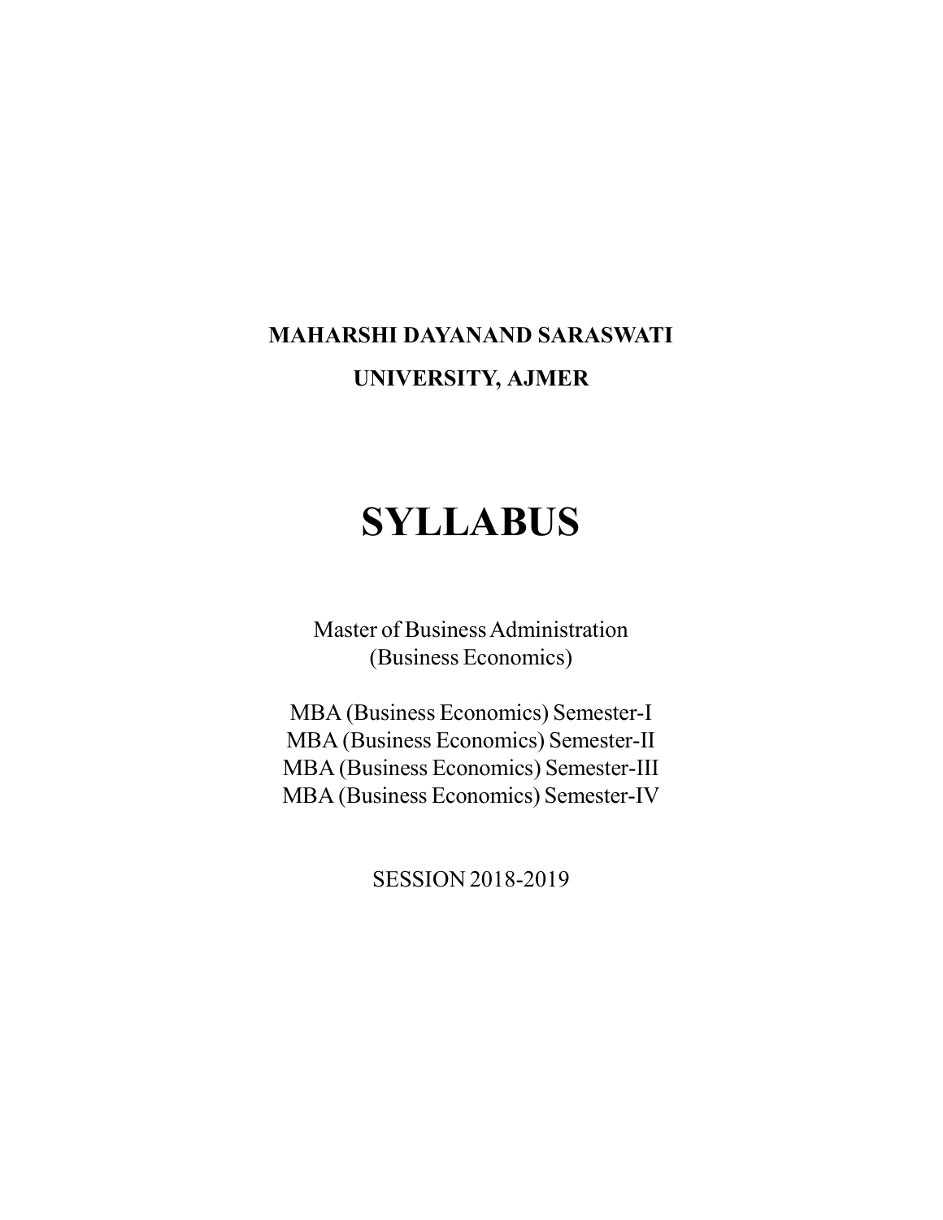**MAHARSHI DAYANAND SARASWATI**

**UNIVERSITY, AJMER**

# SYLLABUS

Master of Business Administration
(Business Economics)

MBA (Business Economics) Semester-I
MBA (Business Economics) Semester-II
MBA (Business Economics) Semester-III
MBA (Business Economics) Semester-IV

SESSION 2018-2019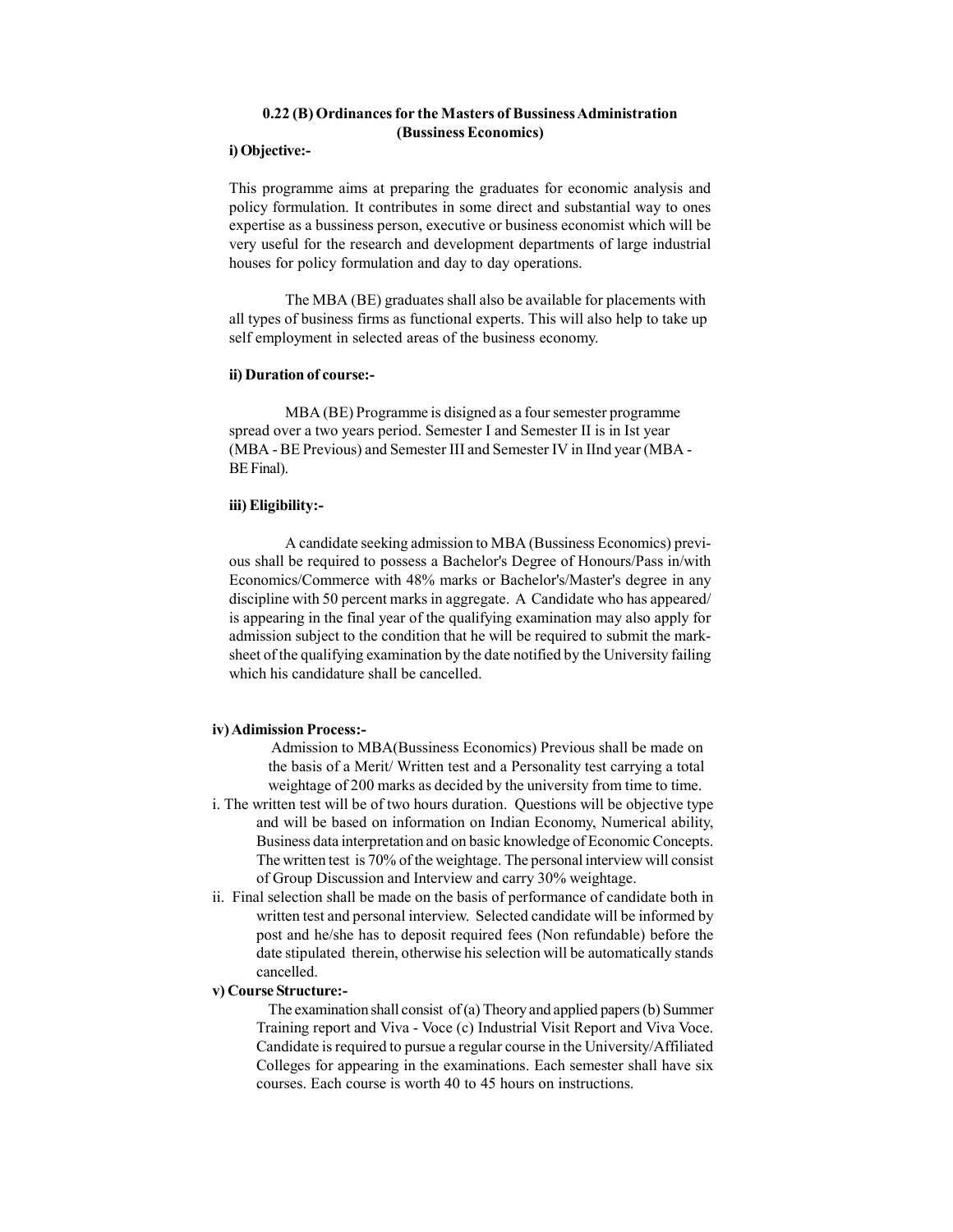## 0.22 (B) Ordinances for the Masters of Bussiness Administration (Bussiness Economics)

**i) Objective:-**

This programme aims at preparing the graduates for economic analysis and policy formulation. It contributes in some direct and substantial way to ones expertise as a bussiness person, executive or business economist which will be very useful for the research and development departments of large industrial houses for policy formulation and day to day operations.

The MBA (BE) graduates shall also be available for placements with all types of business firms as functional experts. This will also help to take up self employment in selected areas of the business economy.

**ii) Duration of course:-**

MBA (BE) Programme is disigned as a four semester programme spread over a two years period. Semester I and Semester II is in Ist year (MBA - BE Previous) and Semester III and Semester IV in IInd year (MBA - BE Final).

**iii) Eligibility:-**

A candidate seeking admission to MBA (Bussiness Economics) previous shall be required to possess a Bachelor's Degree of Honours/Pass in/with Economics/Commerce with 48% marks or Bachelor's/Master's degree in any discipline with 50 percent marks in aggregate. A Candidate who has appeared/ is appearing in the final year of the qualifying examination may also apply for admission subject to the condition that he will be required to submit the mark-sheet of the qualifying examination by the date notified by the University failing which his candidature shall be cancelled.

**iv) Adimission Process:-**

Admission to MBA(Bussiness Economics) Previous shall be made on the basis of a Merit/ Written test and a Personality test carrying a total weightage of 200 marks as decided by the university from time to time.

i. The written test will be of two hours duration. Questions will be objective type and will be based on information on Indian Economy, Numerical ability, Business data interpretation and on basic knowledge of Economic Concepts. The written test is 70% of the weightage. The personal interview will consist of Group Discussion and Interview and carry 30% weightage.

ii. Final selection shall be made on the basis of performance of candidate both in written test and personal interview. Selected candidate will be informed by post and he/she has to deposit required fees (Non refundable) before the date stipulated therein, otherwise his selection will be automatically stands cancelled.

**v) Course Structure:-**

The examination shall consist of (a) Theory and applied papers (b) Summer Training report and Viva - Voce (c) Industrial Visit Report and Viva Voce. Candidate is required to pursue a regular course in the University/Affiliated Colleges for appearing in the examinations. Each semester shall have six courses. Each course is worth 40 to 45 hours on instructions.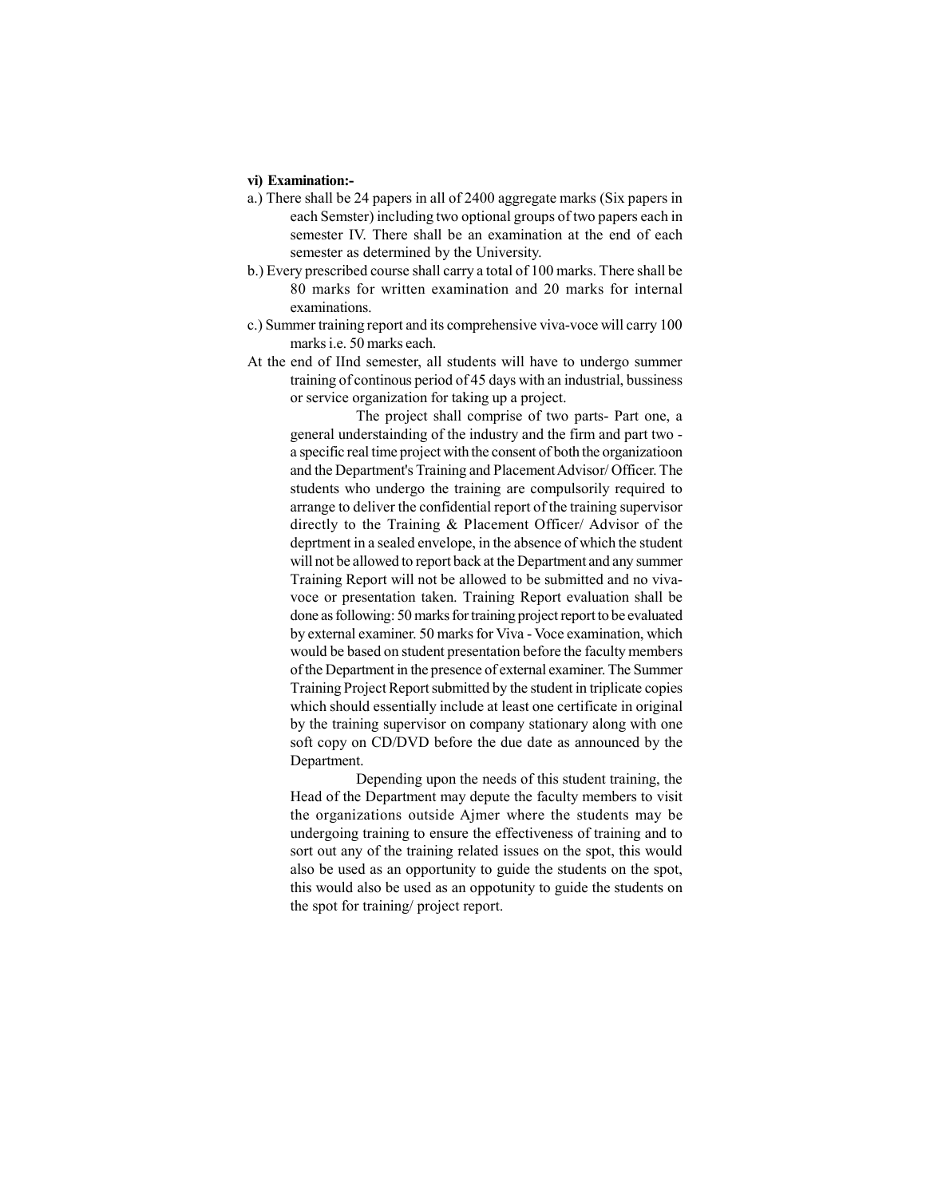**vi) Examination:-**

a.) There shall be 24 papers in all of 2400 aggregate marks (Six papers in each Semster) including two optional groups of two papers each in semester IV. There shall be an examination at the end of each semester as determined by the University.

b.) Every prescribed course shall carry a total of 100 marks. There shall be 80 marks for written examination and 20 marks for internal examinations.

c.) Summer training report and its comprehensive viva-voce will carry 100 marks i.e. 50 marks each.

At the end of IInd semester, all students will have to undergo summer training of continous period of 45 days with an industrial, bussiness or service organization for taking up a project.

The project shall comprise of two parts- Part one, a general understainding of the industry and the firm and part two - a specific real time project with the consent of both the organizatioon and the Department's Training and Placement Advisor/ Officer. The students who undergo the training are compulsorily required to arrange to deliver the confidential report of the training supervisor directly to the Training & Placement Officer/ Advisor of the deprtment in a sealed envelope, in the absence of which the student will not be allowed to report back at the Department and any summer Training Report will not be allowed to be submitted and no viva-voce or presentation taken. Training Report evaluation shall be done as following: 50 marks for training project report to be evaluated by external examiner. 50 marks for Viva - Voce examination, which would be based on student presentation before the faculty members of the Department in the presence of external examiner. The Summer Training Project Report submitted by the student in triplicate copies which should essentially include at least one certificate in original by the training supervisor on company stationary along with one soft copy on CD/DVD before the due date as announced by the Department.

Depending upon the needs of this student training, the Head of the Department may depute the faculty members to visit the organizations outside Ajmer where the students may be undergoing training to ensure the effectiveness of training and to sort out any of the training related issues on the spot, this would also be used as an opportunity to guide the students on the spot, this would also be used as an oppotunity to guide the students on the spot for training/ project report.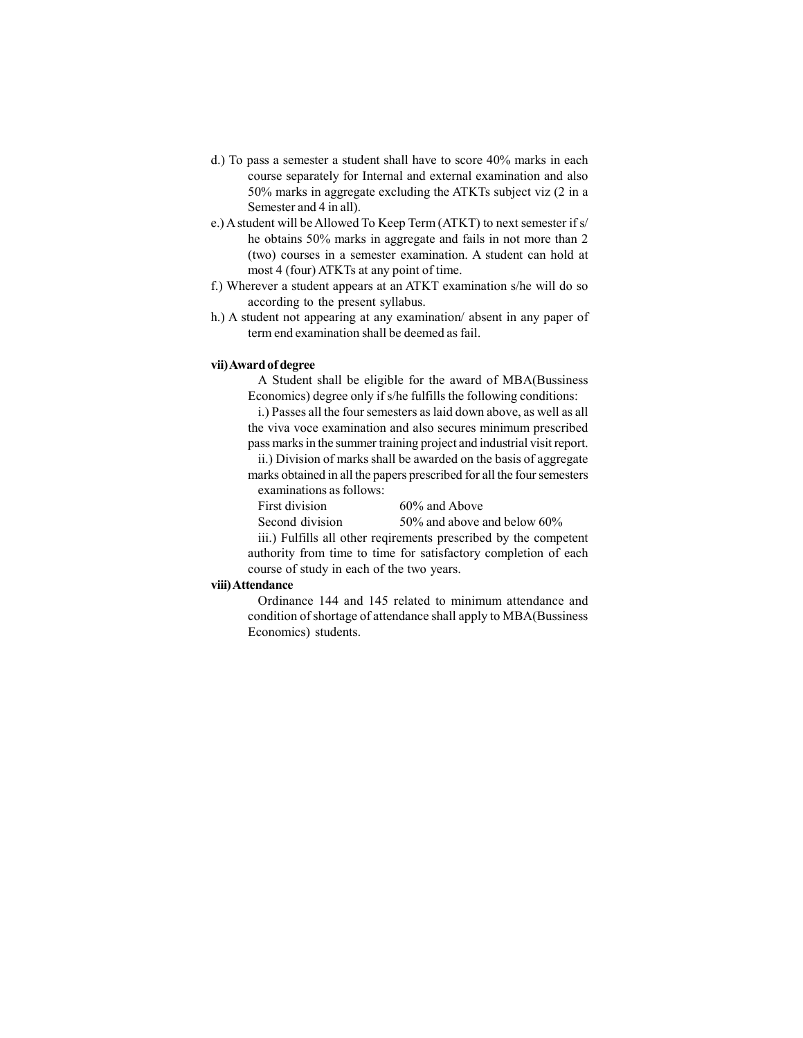d.) To pass a semester a student shall have to score 40% marks in each course separately for Internal and external examination and also 50% marks in aggregate excluding the ATKTs subject viz (2 in a Semester and 4 in all).

e.) A student will be Allowed To Keep Term (ATKT) to next semester if s/he obtains 50% marks in aggregate and fails in not more than 2 (two) courses in a semester examination. A student can hold at most 4 (four) ATKTs at any point of time.

f.) Wherever a student appears at an ATKT examination s/he will do so according to the present syllabus.

h.) A student not appearing at any examination/ absent in any paper of term end examination shall be deemed as fail.

**vii) Award of degree**

A Student shall be eligible for the award of MBA(Bussiness Economics) degree only if s/he fulfills the following conditions:

i.) Passes all the four semesters as laid down above, as well as all the viva voce examination and also secures minimum prescribed pass marks in the summer training project and industrial visit report.

ii.) Division of marks shall be awarded on the basis of aggregate marks obtained in all the papers prescribed for all the four semesters examinations as follows:

| | |
|---|---|
| First division | 60% and Above |
| Second division | 50% and above and below 60% |

iii.) Fulfills all other reqirements prescribed by the competent authority from time to time for satisfactory completion of each course of study in each of the two years.

**viii) Attendance**

Ordinance 144 and 145 related to minimum attendance and condition of shortage of attendance shall apply to MBA(Bussiness Economics) students.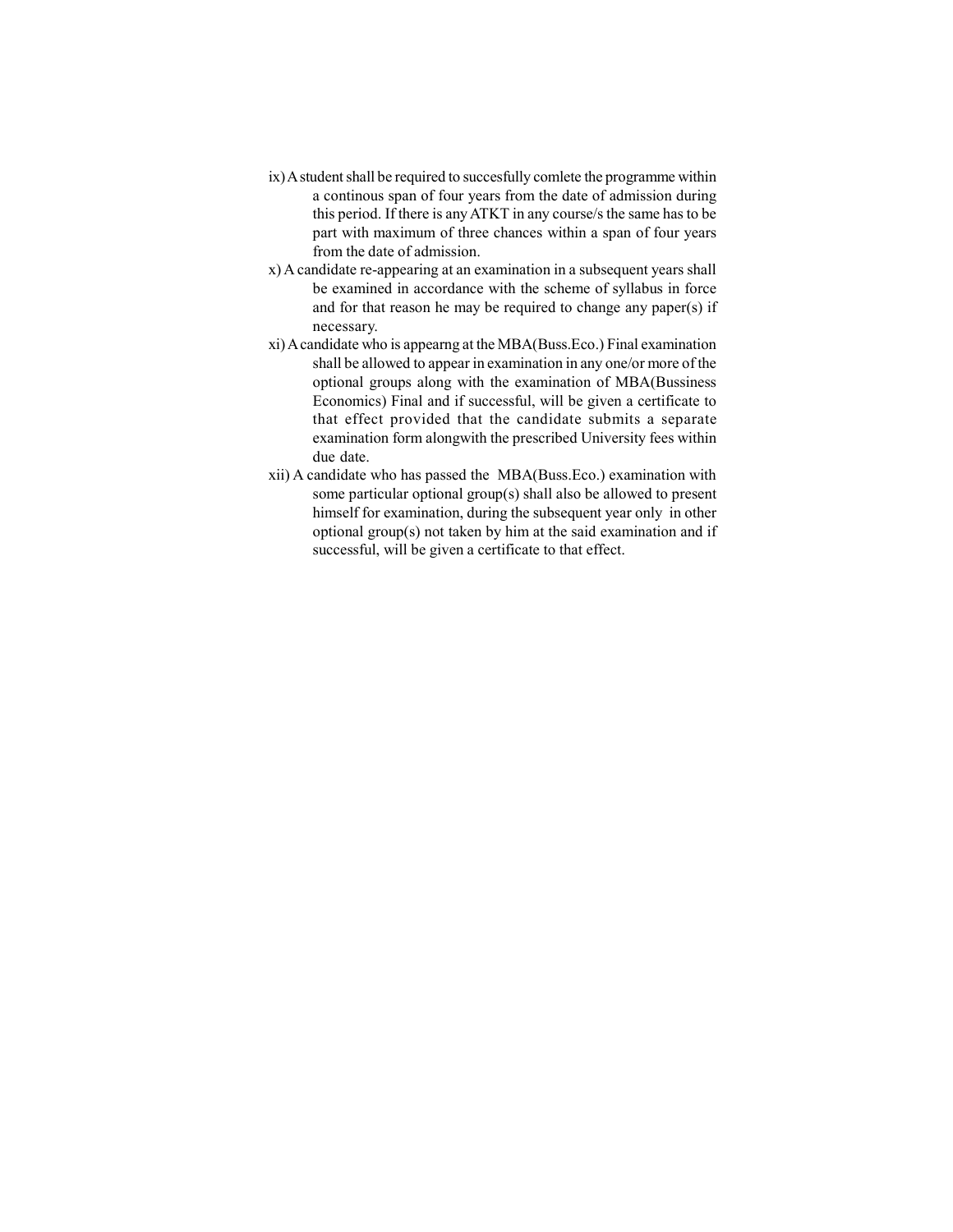ix) A student shall be required to succesfully comlete the programme within a continous span of four years from the date of admission during this period. If there is any ATKT in any course/s the same has to be part with maximum of three chances within a span of four years from the date of admission.

x) A candidate re-appearing at an examination in a subsequent years shall be examined in accordance with the scheme of syllabus in force and for that reason he may be required to change any paper(s) if necessary.

xi) A candidate who is appearng at the MBA(Buss.Eco.) Final examination shall be allowed to appear in examination in any one/or more of the optional groups along with the examination of MBA(Bussiness Economics) Final and if successful, will be given a certificate to that effect provided that the candidate submits a separate examination form alongwith the prescribed University fees within due date.

xii) A candidate who has passed the MBA(Buss.Eco.) examination with some particular optional group(s) shall also be allowed to present himself for examination, during the subsequent year only in other optional group(s) not taken by him at the said examination and if successful, will be given a certificate to that effect.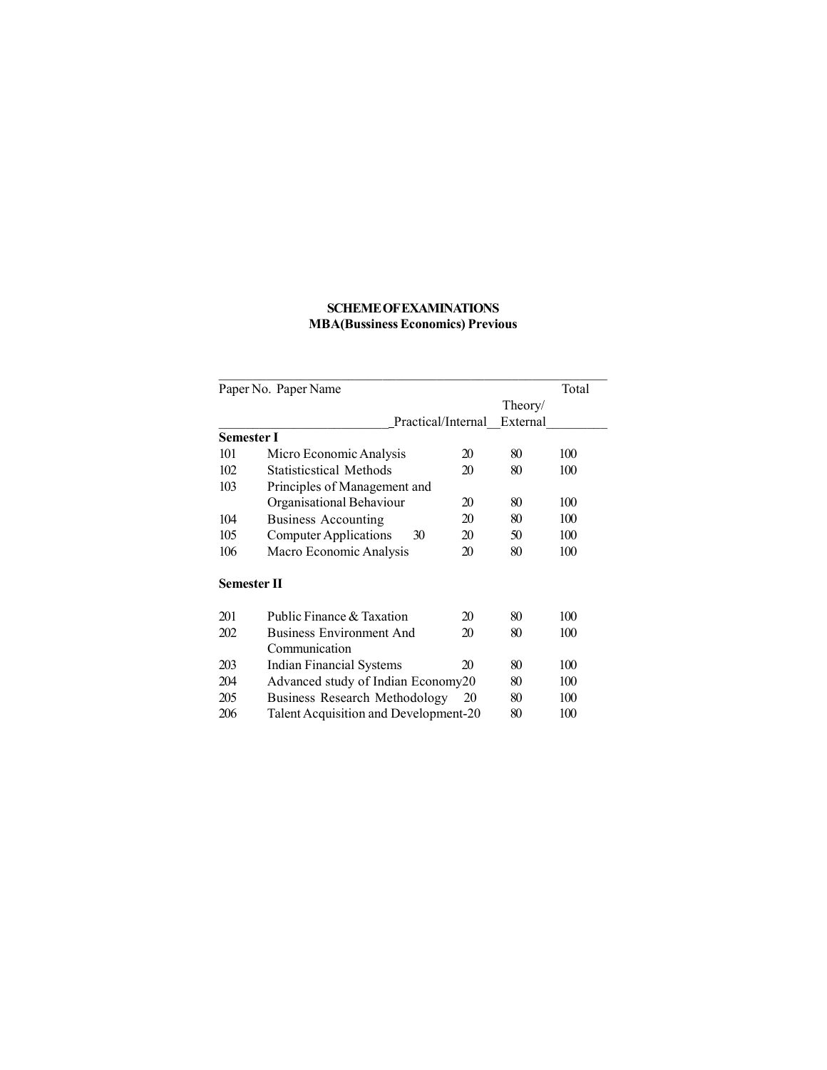**SCHEME OF EXAMINATIONS**
**MBA(Bussiness Economics) Previous**

| Paper No. | Paper Name | Practical/Internal | Theory/ External | Total |
|---|---|---|---|---|
| **Semester I** | | | | |
| 101 | Micro Economic Analysis | 20 | 80 | 100 |
| 102 | Statisticstical Methods | 20 | 80 | 100 |
| 103 | Principles of Management and Organisational Behaviour | 20 | 80 | 100 |
| 104 | Business Accounting | 20 | 80 | 100 |
| 105 | Computer Applications 30 | 20 | 50 | 100 |
| 106 | Macro Economic Analysis | 20 | 80 | 100 |
| **Semester II** | | | | |
| 201 | Public Finance & Taxation | 20 | 80 | 100 |
| 202 | Business Environment And Communication | 20 | 80 | 100 |
| 203 | Indian Financial Systems | 20 | 80 | 100 |
| 204 | Advanced study of Indian Economy | 20 | 80 | 100 |
| 205 | Business Research Methodology | 20 | 80 | 100 |
| 206 | Talent Acquisition and Development- | 20 | 80 | 100 |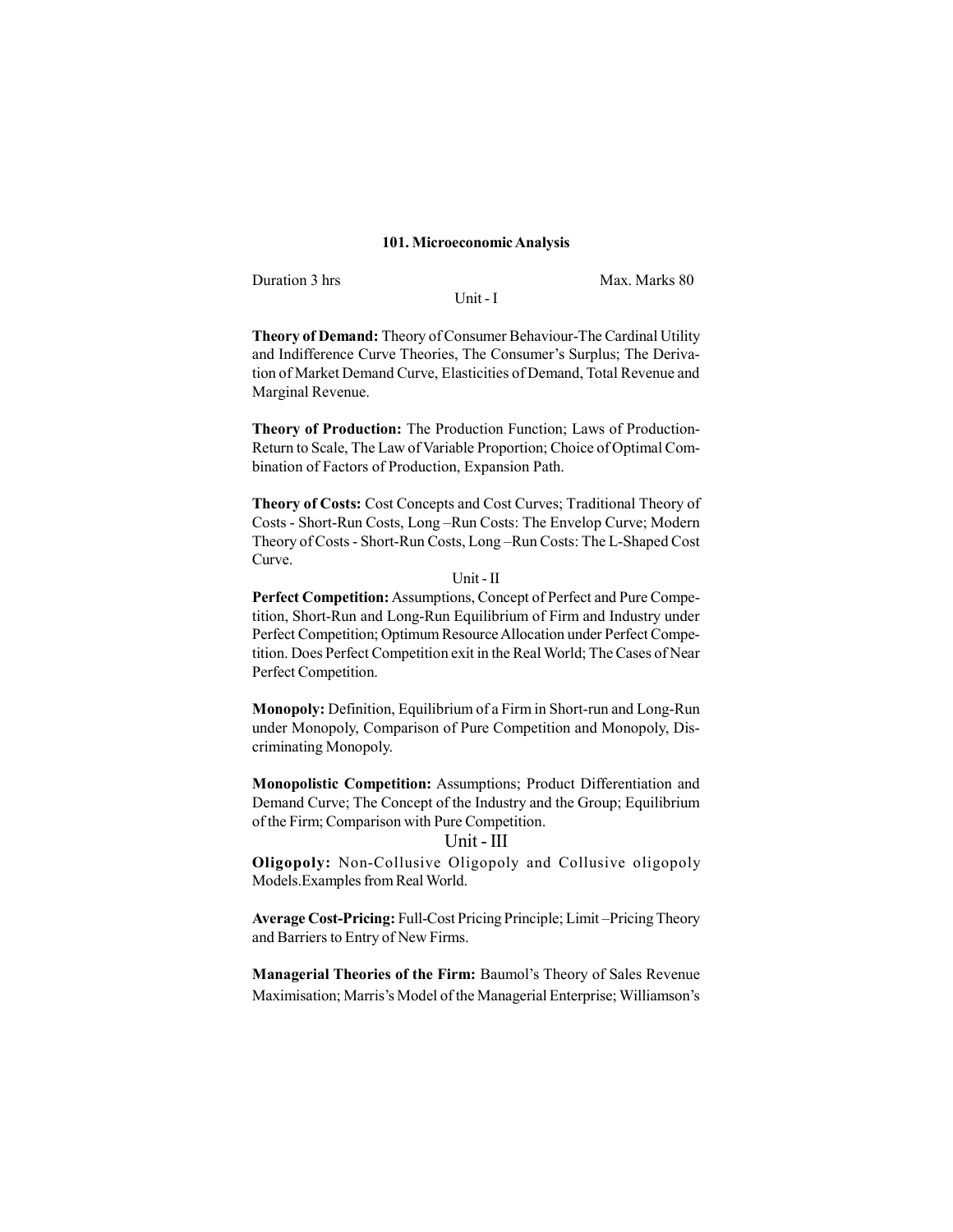## 101. Microeconomic Analysis

Duration 3 hrs Max. Marks 80

### Unit - I

**Theory of Demand:** Theory of Consumer Behaviour-The Cardinal Utility and Indifference Curve Theories, The Consumer's Surplus; The Derivation of Market Demand Curve, Elasticities of Demand, Total Revenue and Marginal Revenue.

**Theory of Production:** The Production Function; Laws of Production-Return to Scale, The Law of Variable Proportion; Choice of Optimal Combination of Factors of Production, Expansion Path.

**Theory of Costs:** Cost Concepts and Cost Curves; Traditional Theory of Costs - Short-Run Costs, Long –Run Costs: The Envelop Curve; Modern Theory of Costs - Short-Run Costs, Long –Run Costs: The L-Shaped Cost Curve.

### Unit - II

**Perfect Competition:** Assumptions, Concept of Perfect and Pure Competition, Short-Run and Long-Run Equilibrium of Firm and Industry under Perfect Competition; Optimum Resource Allocation under Perfect Competition. Does Perfect Competition exit in the Real World; The Cases of Near Perfect Competition.

**Monopoly:** Definition, Equilibrium of a Firm in Short-run and Long-Run under Monopoly, Comparison of Pure Competition and Monopoly, Discriminating Monopoly.

**Monopolistic Competition:** Assumptions; Product Differentiation and Demand Curve; The Concept of the Industry and the Group; Equilibrium of the Firm; Comparison with Pure Competition.

### Unit - III

**Oligopoly:** Non-Collusive Oligopoly and Collusive oligopoly Models.Examples from Real World.

**Average Cost-Pricing:** Full-Cost Pricing Principle; Limit –Pricing Theory and Barriers to Entry of New Firms.

**Managerial Theories of the Firm:** Baumol's Theory of Sales Revenue Maximisation; Marris's Model of the Managerial Enterprise; Williamson's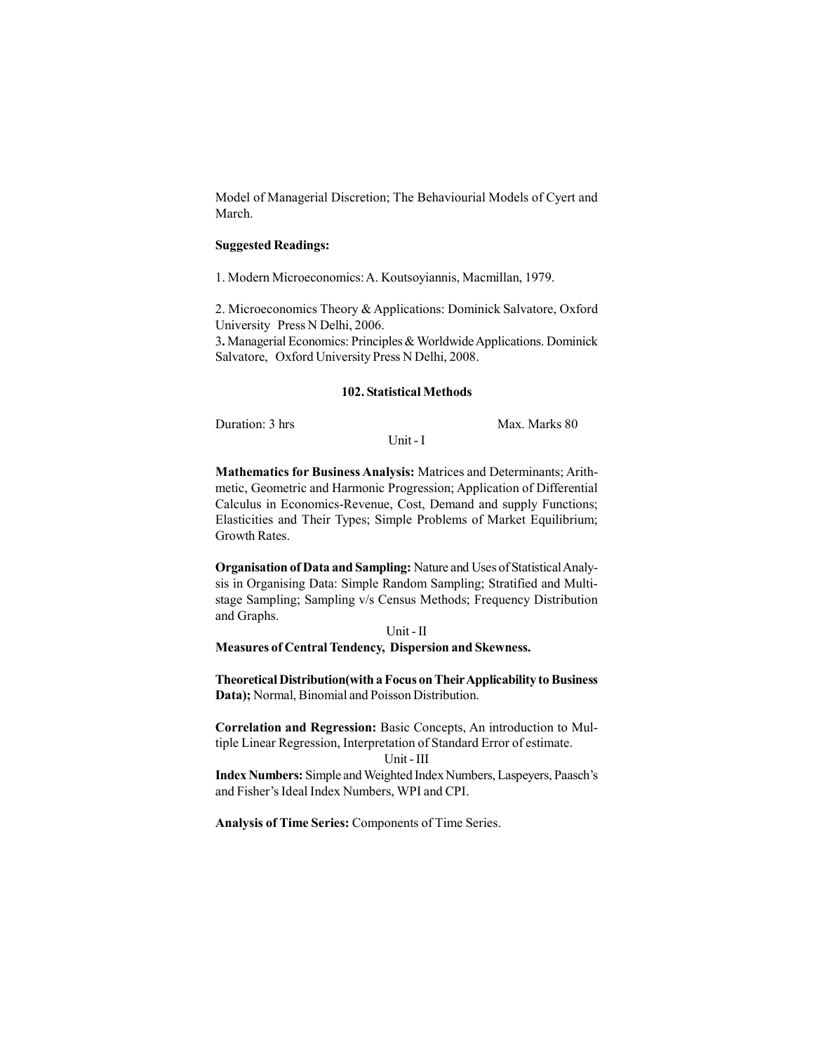Model of Managerial Discretion; The Behaviourial Models of Cyert and March.

**Suggested Readings:**

1. Modern Microeconomics: A. Koutsoyiannis, Macmillan, 1979.

2. Microeconomics Theory & Applications: Dominick Salvatore, Oxford University Press N Delhi, 2006.

3. Managerial Economics: Principles & Worldwide Applications. Dominick Salvatore, Oxford University Press N Delhi, 2008.

## 102. Statistical Methods

Duration: 3 hrs — Max. Marks 80

### Unit - I

**Mathematics for Business Analysis:** Matrices and Determinants; Arithmetic, Geometric and Harmonic Progression; Application of Differential Calculus in Economics-Revenue, Cost, Demand and supply Functions; Elasticities and Their Types; Simple Problems of Market Equilibrium; Growth Rates.

**Organisation of Data and Sampling:** Nature and Uses of Statistical Analysis in Organising Data: Simple Random Sampling; Stratified and Multistage Sampling; Sampling v/s Census Methods; Frequency Distribution and Graphs.

### Unit - II

**Measures of Central Tendency, Dispersion and Skewness.**

**Theoretical Distribution(with a Focus on Their Applicability to Business Data);** Normal, Binomial and Poisson Distribution.

**Correlation and Regression:** Basic Concepts, An introduction to Multiple Linear Regression, Interpretation of Standard Error of estimate.

### Unit - III

**Index Numbers:** Simple and Weighted Index Numbers, Laspeyers, Paasch's and Fisher's Ideal Index Numbers, WPI and CPI.

**Analysis of Time Series:** Components of Time Series.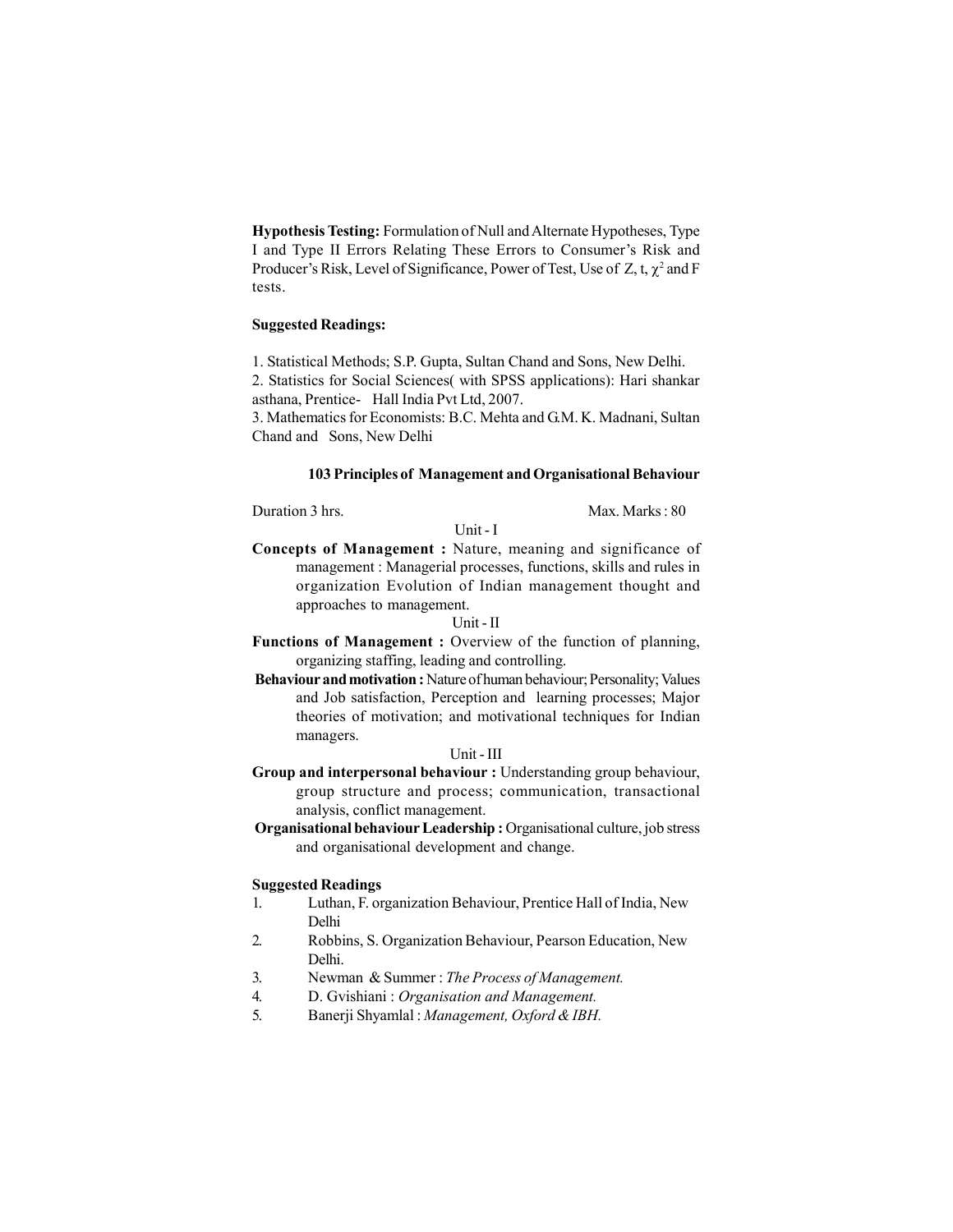**Hypothesis Testing:** Formulation of Null and Alternate Hypotheses, Type I and Type II Errors Relating These Errors to Consumer's Risk and Producer's Risk, Level of Significance, Power of Test, Use of Z, t, $\chi^2$ and F tests.

**Suggested Readings:**

1. Statistical Methods; S.P. Gupta, Sultan Chand and Sons, New Delhi.
2. Statistics for Social Sciences( with SPSS applications): Hari shankar asthana, Prentice- Hall India Pvt Ltd, 2007.
3. Mathematics for Economists: B.C. Mehta and G.M. K. Madnani, Sultan Chand and Sons, New Delhi

### 103 Principles of Management and Organisational Behaviour

Duration 3 hrs. Max. Marks : 80

Unit - I

**Concepts of Management :** Nature, meaning and significance of management : Managerial processes, functions, skills and rules in organization Evolution of Indian management thought and approaches to management.

Unit - II

**Functions of Management :** Overview of the function of planning, organizing staffing, leading and controlling.

**Behaviour and motivation :** Nature of human behaviour; Personality; Values and Job satisfaction, Perception and learning processes; Major theories of motivation; and motivational techniques for Indian managers.

Unit - III

**Group and interpersonal behaviour :** Understanding group behaviour, group structure and process; communication, transactional analysis, conflict management.

**Organisational behaviour Leadership :** Organisational culture, job stress and organisational development and change.

**Suggested Readings**

1. Luthan, F. organization Behaviour, Prentice Hall of India, New Delhi
2. Robbins, S. Organization Behaviour, Pearson Education, New Delhi.
3. Newman & Summer : *The Process of Management.*
4. D. Gvishiani : *Organisation and Management.*
5. Banerji Shyamlal : *Management, Oxford & IBH.*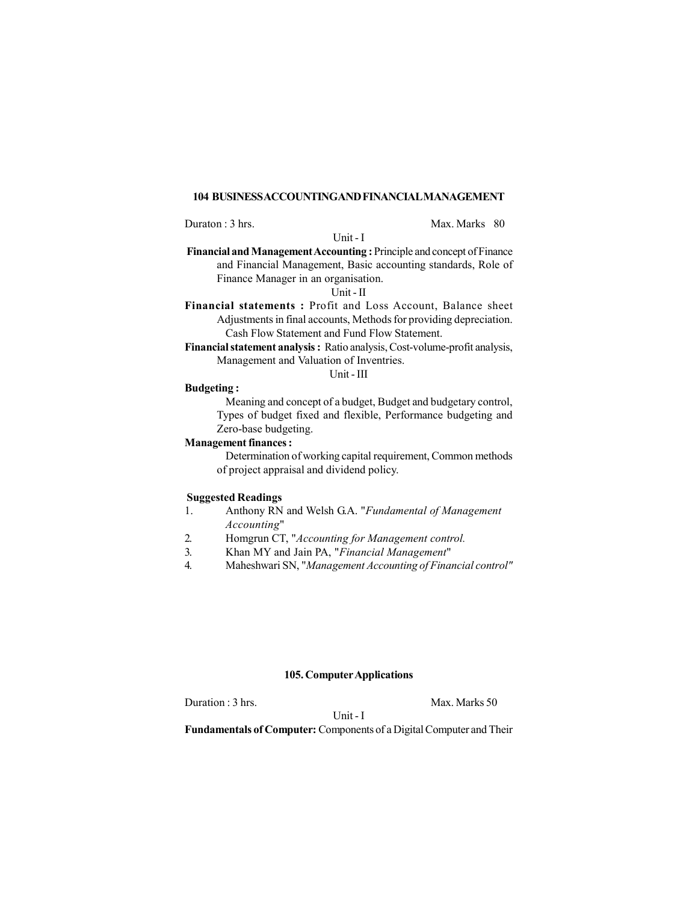## 104 BUSINESS ACCOUNTING AND FINANCIAL MANAGEMENT

Duraton : 3 hrs. Max. Marks 80

Unit - I

**Financial and Management Accounting :** Principle and concept of Finance and Financial Management, Basic accounting standards, Role of Finance Manager in an organisation.

Unit - II

**Financial statements :** Profit and Loss Account, Balance sheet Adjustments in final accounts, Methods for providing depreciation. Cash Flow Statement and Fund Flow Statement.

**Financial statement analysis :** Ratio analysis, Cost-volume-profit analysis, Management and Valuation of Inventries.

Unit - III

**Budgeting :**

Meaning and concept of a budget, Budget and budgetary control, Types of budget fixed and flexible, Performance budgeting and Zero-base budgeting.

**Management finances :**

Determination of working capital requirement, Common methods of project appraisal and dividend policy.

**Suggested Readings**

1. Anthony RN and Welsh G.A. "*Fundamental of Management Accounting*"
2. Homgrun CT, "*Accounting for Management control.*
3. Khan MY and Jain PA, "*Financial Management*"
4. Maheshwari SN, "*Management Accounting of Financial control"*

## 105. Computer Applications

Duration : 3 hrs. Max. Marks 50

Unit - I

**Fundamentals of Computer:** Components of a Digital Computer and Their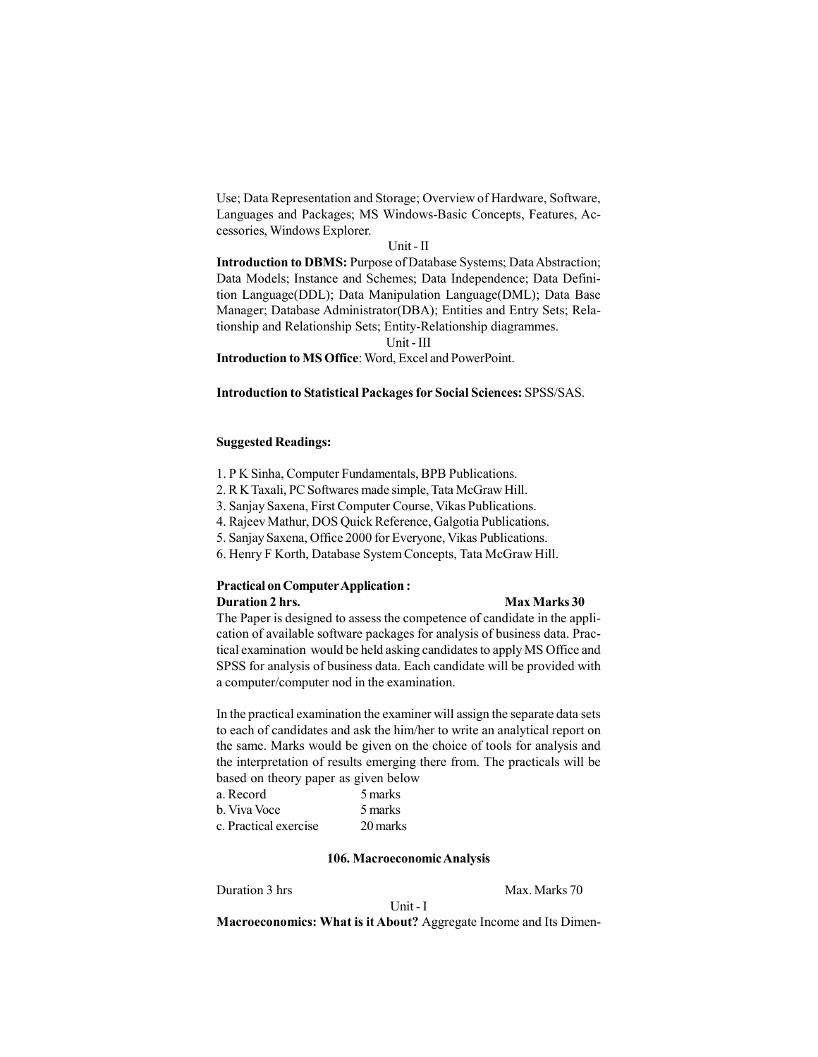Use; Data Representation and Storage; Overview of Hardware, Software, Languages and Packages; MS Windows-Basic Concepts, Features, Accessories, Windows Explorer.

Unit - II

**Introduction to DBMS:** Purpose of Database Systems; Data Abstraction; Data Models; Instance and Schemes; Data Independence; Data Definition Language(DDL); Data Manipulation Language(DML); Data Base Manager; Database Administrator(DBA); Entities and Entry Sets; Relationship and Relationship Sets; Entity-Relationship diagrammes.

Unit - III

**Introduction to MS Office**: Word, Excel and PowerPoint.

**Introduction to Statistical Packages for Social Sciences:** SPSS/SAS.

**Suggested Readings:**

1. P K Sinha, Computer Fundamentals, BPB Publications.
2. R K Taxali, PC Softwares made simple, Tata McGraw Hill.
3. Sanjay Saxena, First Computer Course, Vikas Publications.
4. Rajeev Mathur, DOS Quick Reference, Galgotia Publications.
5. Sanjay Saxena, Office 2000 for Everyone, Vikas Publications.
6. Henry F Korth, Database System Concepts, Tata McGraw Hill.

**Practical on Computer Application :**

**Duration 2 hrs.** **Max Marks 30**

The Paper is designed to assess the competence of candidate in the application of available software packages for analysis of business data. Practical examination would be held asking candidates to apply MS Office and SPSS for analysis of business data. Each candidate will be provided with a computer/computer nod in the examination.

In the practical examination the examiner will assign the separate data sets to each of candidates and ask the him/her to write an analytical report on the same. Marks would be given on the choice of tools for analysis and the interpretation of results emerging there from. The practicals will be based on theory paper as given below

| | |
|---|---|
| a. Record | 5 marks |
| b. Viva Voce | 5 marks |
| c. Practical exercise | 20 marks |

## 106. Macroeconomic Analysis

Duration 3 hrs Max. Marks 70

Unit - I

**Macroeconomics: What is it About?** Aggregate Income and Its Dimen-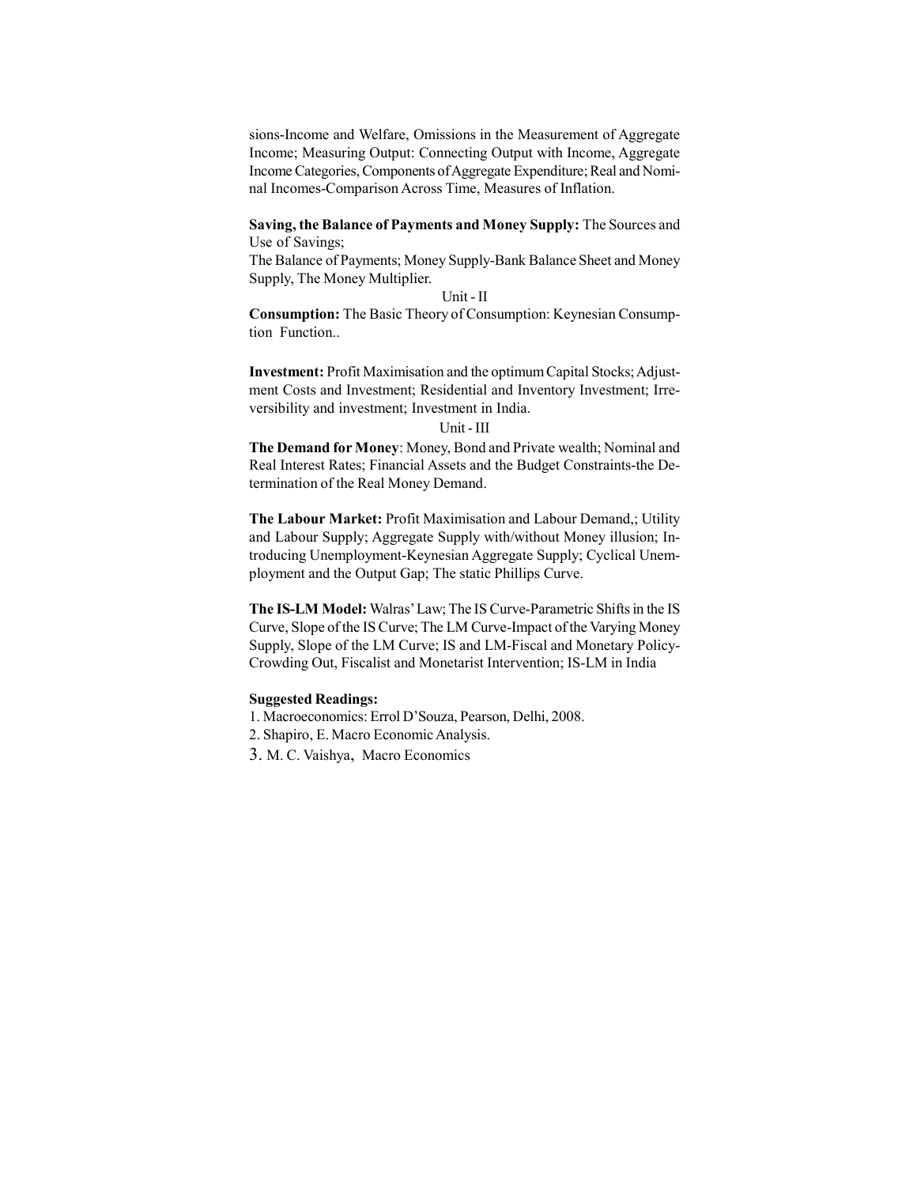sions-Income and Welfare, Omissions in the Measurement of Aggregate Income; Measuring Output: Connecting Output with Income, Aggregate Income Categories, Components of Aggregate Expenditure; Real and Nominal Incomes-Comparison Across Time, Measures of Inflation.

**Saving, the Balance of Payments and Money Supply:** The Sources and Use of Savings;
The Balance of Payments; Money Supply-Bank Balance Sheet and Money Supply, The Money Multiplier.

Unit - II

**Consumption:** The Basic Theory of Consumption: Keynesian Consumption Function..

**Investment:** Profit Maximisation and the optimum Capital Stocks; Adjustment Costs and Investment; Residential and Inventory Investment; Irreversibility and investment; Investment in India.

Unit - III

**The Demand for Money**: Money, Bond and Private wealth; Nominal and Real Interest Rates; Financial Assets and the Budget Constraints-the Determination of the Real Money Demand.

**The Labour Market:** Profit Maximisation and Labour Demand,; Utility and Labour Supply; Aggregate Supply with/without Money illusion; Introducing Unemployment-Keynesian Aggregate Supply; Cyclical Unemployment and the Output Gap; The static Phillips Curve.

**The IS-LM Model:** Walras' Law; The IS Curve-Parametric Shifts in the IS Curve, Slope of the IS Curve; The LM Curve-Impact of the Varying Money Supply, Slope of the LM Curve; IS and LM-Fiscal and Monetary Policy-Crowding Out, Fiscalist and Monetarist Intervention; IS-LM in India

**Suggested Readings:**

1. Macroeconomics: Errol D'Souza, Pearson, Delhi, 2008.
2. Shapiro, E. Macro Economic Analysis.
3. M. C. Vaishya, Macro Economics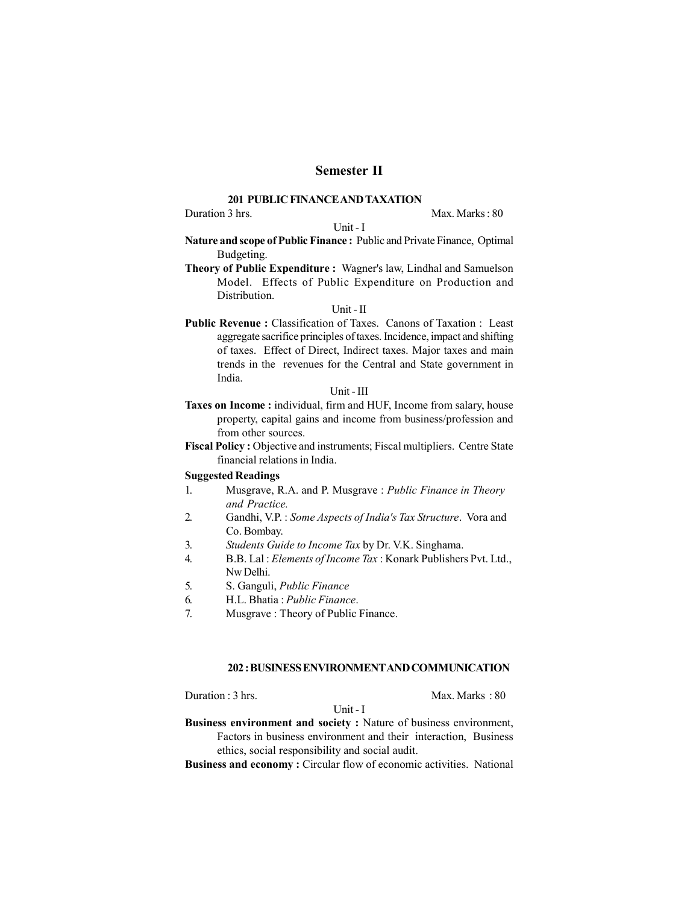# Semester II

## 201 PUBLIC FINANCE AND TAXATION

Duration 3 hrs. Max. Marks : 80

Unit - I

**Nature and scope of Public Finance :** Public and Private Finance, Optimal Budgeting.

**Theory of Public Expenditure :** Wagner's law, Lindhal and Samuelson Model. Effects of Public Expenditure on Production and Distribution.

Unit - II

**Public Revenue :** Classification of Taxes. Canons of Taxation : Least aggregate sacrifice principles of taxes. Incidence, impact and shifting of taxes. Effect of Direct, Indirect taxes. Major taxes and main trends in the revenues for the Central and State government in India.

Unit - III

**Taxes on Income :** individual, firm and HUF, Income from salary, house property, capital gains and income from business/profession and from other sources.

**Fiscal Policy :** Objective and instruments; Fiscal multipliers. Centre State financial relations in India.

**Suggested Readings**

1. Musgrave, R.A. and P. Musgrave : *Public Finance in Theory and Practice.*
2. Gandhi, V.P. : *Some Aspects of India's Tax Structure*. Vora and Co. Bombay.
3. *Students Guide to Income Tax* by Dr. V.K. Singhama.
4. B.B. Lal : *Elements of Income Tax* : Konark Publishers Pvt. Ltd., Nw Delhi.
5. S. Ganguli, *Public Finance*
6. H.L. Bhatia : *Public Finance*.
7. Musgrave : Theory of Public Finance.

## 202 : BUSINESS ENVIRONMENT AND COMMUNICATION

Duration : 3 hrs. Max. Marks : 80

Unit - I

**Business environment and society :** Nature of business environment, Factors in business environment and their interaction, Business ethics, social responsibility and social audit.

**Business and economy :** Circular flow of economic activities. National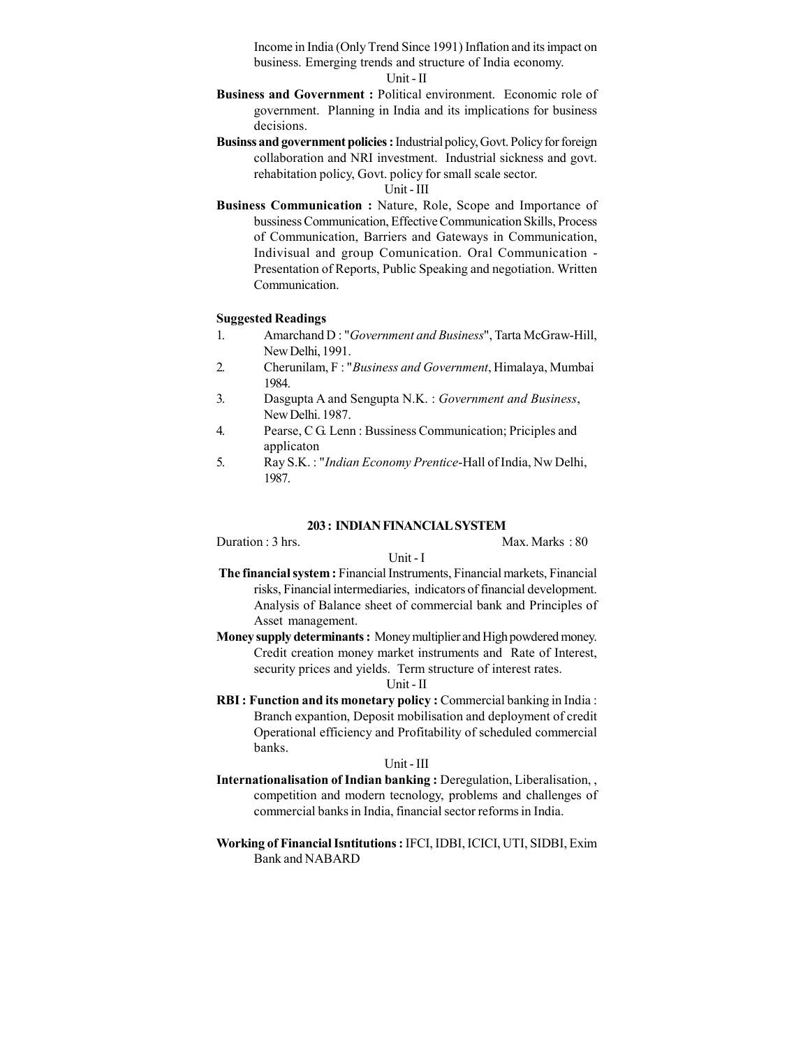Income in India (Only Trend Since 1991) Inflation and its impact on business. Emerging trends and structure of India economy.

Unit - II

**Business and Government :** Political environment. Economic role of government. Planning in India and its implications for business decisions.

**Businss and government policies :** Industrial policy, Govt. Policy for foreign collaboration and NRI investment. Industrial sickness and govt. rehabitation policy, Govt. policy for small scale sector.

Unit - III

**Business Communication :** Nature, Role, Scope and Importance of bussiness Communication, Effective Communication Skills, Process of Communication, Barriers and Gateways in Communication, Indivisual and group Comunication. Oral Communication - Presentation of Reports, Public Speaking and negotiation. Written Communication.

**Suggested Readings**

1. Amarchand D : "*Government and Business*", Tarta McGraw-Hill, New Delhi, 1991.
2. Cherunilam, F : "*Business and Government*, Himalaya, Mumbai 1984.
3. Dasgupta A and Sengupta N.K. : *Government and Business*, New Delhi. 1987.
4. Pearse, C G. Lenn : Bussiness Communication; Priciples and applicaton
5. Ray S.K. : "*Indian Economy Prentice*-Hall of India, Nw Delhi, 1987.

## 203 : INDIAN FINANCIAL SYSTEM

Duration : 3 hrs. Max. Marks : 80

Unit - I

**The financial system :** Financial Instruments, Financial markets, Financial risks, Financial intermediaries, indicators of financial development. Analysis of Balance sheet of commercial bank and Principles of Asset management.

**Money supply determinants :** Money multiplier and High powdered money. Credit creation money market instruments and Rate of Interest, security prices and yields. Term structure of interest rates.

Unit - II

**RBI : Function and its monetary policy :** Commercial banking in India : Branch expantion, Deposit mobilisation and deployment of credit Operational efficiency and Profitability of scheduled commercial banks.

Unit - III

**Internationalisation of Indian banking :** Deregulation, Liberalisation, , competition and modern tecnology, problems and challenges of commercial banks in India, financial sector reforms in India.

**Working of Financial Isntitutions :** IFCI, IDBI, ICICI, UTI, SIDBI, Exim Bank and NABARD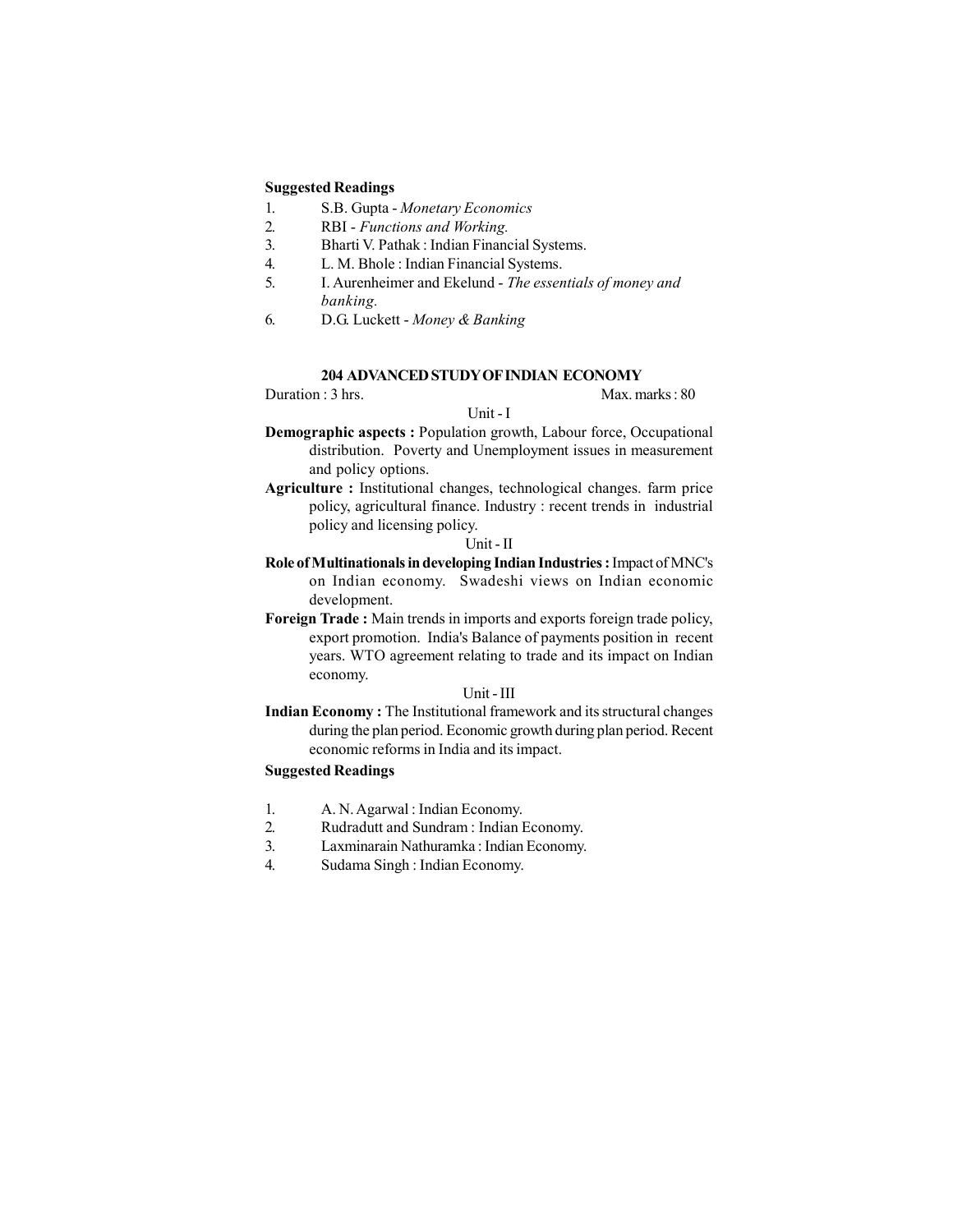**Suggested Readings**

1. S.B. Gupta - *Monetary Economics*
2. RBI - *Functions and Working.*
3. Bharti V. Pathak : Indian Financial Systems.
4. L. M. Bhole : Indian Financial Systems.
5. I. Aurenheimer and Ekelund - *The essentials of money and banking.*
6. D.G. Luckett - *Money & Banking*

## 204 ADVANCED STUDY OF INDIAN ECONOMY

Duration : 3 hrs. Max. marks : 80

Unit - I

**Demographic aspects :** Population growth, Labour force, Occupational distribution. Poverty and Unemployment issues in measurement and policy options.

**Agriculture :** Institutional changes, technological changes. farm price policy, agricultural finance. Industry : recent trends in industrial policy and licensing policy.

Unit - II

**Role of Multinationals in developing Indian Industries :** Impact of MNC's on Indian economy. Swadeshi views on Indian economic development.

**Foreign Trade :** Main trends in imports and exports foreign trade policy, export promotion. India's Balance of payments position in recent years. WTO agreement relating to trade and its impact on Indian economy.

Unit - III

**Indian Economy :** The Institutional framework and its structural changes during the plan period. Economic growth during plan period. Recent economic reforms in India and its impact.

**Suggested Readings**

1. A. N. Agarwal : Indian Economy.
2. Rudradutt and Sundram : Indian Economy.
3. Laxminarain Nathuramka : Indian Economy.
4. Sudama Singh : Indian Economy.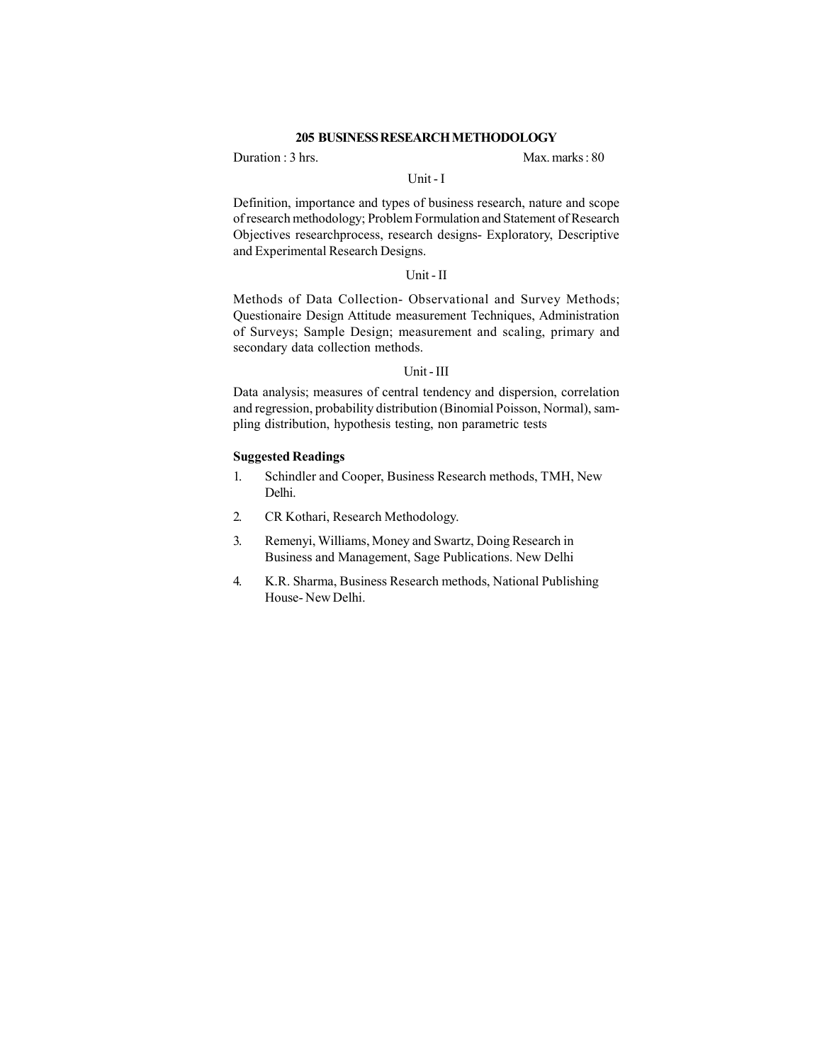## 205 BUSINESS RESEARCH METHODOLOGY

Duration : 3 hrs. Max. marks : 80

### Unit - I

Definition, importance and types of business research, nature and scope of research methodology; Problem Formulation and Statement of Research Objectives researchprocess, research designs- Exploratory, Descriptive and Experimental Research Designs.

### Unit - II

Methods of Data Collection- Observational and Survey Methods; Questionaire Design Attitude measurement Techniques, Administration of Surveys; Sample Design; measurement and scaling, primary and secondary data collection methods.

### Unit - III

Data analysis; measures of central tendency and dispersion, correlation and regression, probability distribution (Binomial Poisson, Normal), sampling distribution, hypothesis testing, non parametric tests

**Suggested Readings**

1. Schindler and Cooper, Business Research methods, TMH, New Delhi.
2. CR Kothari, Research Methodology.
3. Remenyi, Williams, Money and Swartz, Doing Research in Business and Management, Sage Publications. New Delhi
4. K.R. Sharma, Business Research methods, National Publishing House- New Delhi.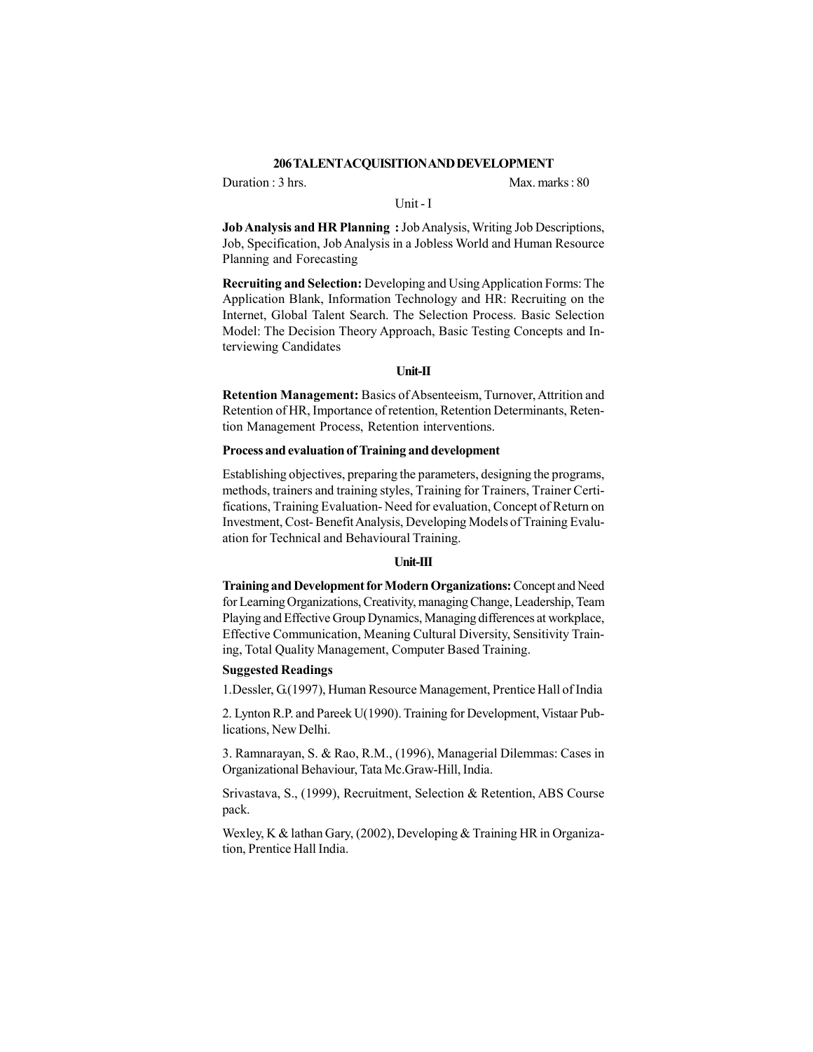## 206 TALENT ACQUISITION AND DEVELOPMENT

Duration : 3 hrs. Max. marks : 80

### Unit - I

**Job Analysis and HR Planning :** Job Analysis, Writing Job Descriptions, Job, Specification, Job Analysis in a Jobless World and Human Resource Planning and Forecasting

**Recruiting and Selection:** Developing and Using Application Forms: The Application Blank, Information Technology and HR: Recruiting on the Internet, Global Talent Search. The Selection Process. Basic Selection Model: The Decision Theory Approach, Basic Testing Concepts and Interviewing Candidates

### Unit-II

**Retention Management:** Basics of Absenteeism, Turnover, Attrition and Retention of HR, Importance of retention, Retention Determinants, Retention Management Process, Retention interventions.

**Process and evaluation of Training and development**

Establishing objectives, preparing the parameters, designing the programs, methods, trainers and training styles, Training for Trainers, Trainer Certifications, Training Evaluation- Need for evaluation, Concept of Return on Investment, Cost- Benefit Analysis, Developing Models of Training Evaluation for Technical and Behavioural Training.

### Unit-III

**Training and Development for Modern Organizations:** Concept and Need for Learning Organizations, Creativity, managing Change, Leadership, Team Playing and Effective Group Dynamics, Managing differences at workplace, Effective Communication, Meaning Cultural Diversity, Sensitivity Training, Total Quality Management, Computer Based Training.

**Suggested Readings**

1. Dessler, G.(1997), Human Resource Management, Prentice Hall of India

2. Lynton R.P. and Pareek U(1990). Training for Development, Vistaar Publications, New Delhi.

3. Ramnarayan, S. & Rao, R.M., (1996), Managerial Dilemmas: Cases in Organizational Behaviour, Tata Mc.Graw-Hill, India.

Srivastava, S., (1999), Recruitment, Selection & Retention, ABS Course pack.

Wexley, K & lathan Gary, (2002), Developing & Training HR in Organization, Prentice Hall India.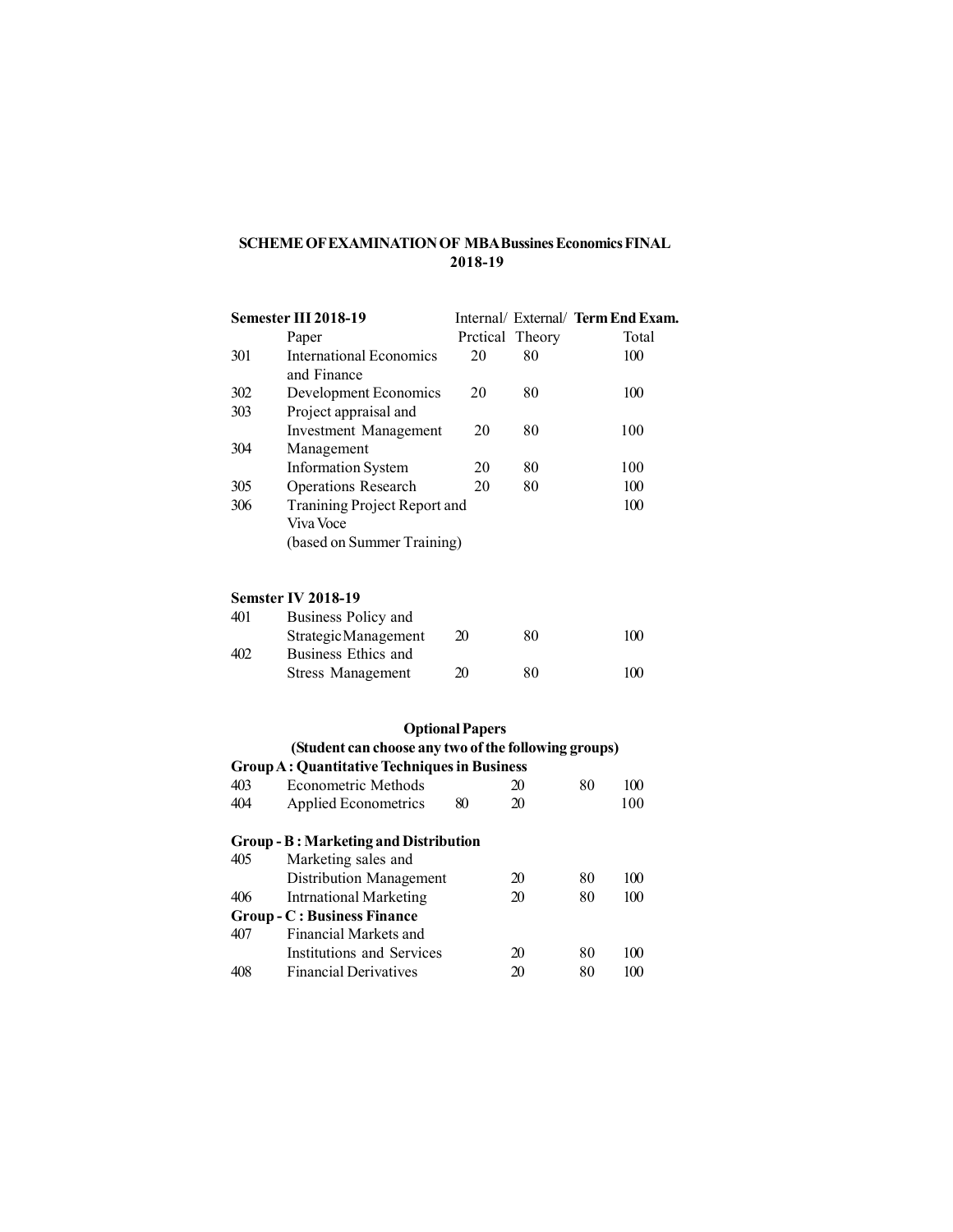**SCHEME OF EXAMINATION OF MBA Bussines Economics FINAL 2018-19**

| Semester III 2018-19 | | Internal/ | External/ | Term End Exam. |
|---|---|---|---|---|
| | Paper | Prctical | Theory | Total |
| 301 | International Economics and Finance | 20 | 80 | 100 |
| 302 | Development Economics | 20 | 80 | 100 |
| 303 | Project appraisal and Investment Management | 20 | 80 | 100 |
| 304 | Management Information System | 20 | 80 | 100 |
| 305 | Operations Research | 20 | 80 | 100 |
| 306 | Tranining Project Report and Viva Voce (based on Summer Training) | | | 100 |

| Semster IV 2018-19 | | | | |
|---|---|---|---|---|
| 401 | Business Policy and Strategic Management | 20 | 80 | 100 |
| 402 | Business Ethics and Stress Management | 20 | 80 | 100 |

**Optional Papers**

**(Student can choose any two of the following groups)**

| **Group A : Quantitative Techniques in Business** | | | | | |
|---|---|---|---|---|---|
| 403 | Econometric Methods | | 20 | 80 | 100 |
| 404 | Applied Econometrics | 80 | 20 | | 100 |
| **Group - B : Marketing and Distribution** | | | | | |
| 405 | Marketing sales and Distribution Management | | 20 | 80 | 100 |
| 406 | Intrnational Marketing | | 20 | 80 | 100 |
| **Group - C : Business Finance** | | | | | |
| 407 | Financial Markets and Institutions and Services | | 20 | 80 | 100 |
| 408 | Financial Derivatives | | 20 | 80 | 100 |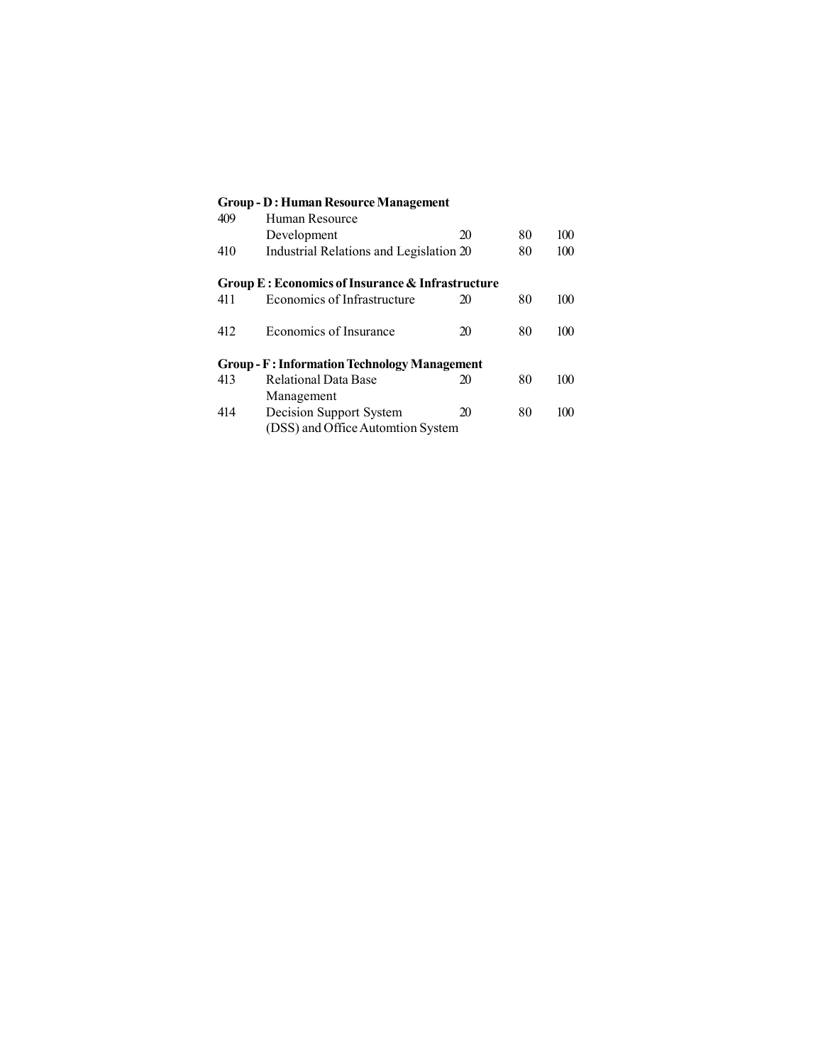**Group - D : Human Resource Management**

| | | | | |
|---|---|---|---|---|
| 409 | Human Resource Development | 20 | 80 | 100 |
| 410 | Industrial Relations and Legislation | 20 | 80 | 100 |

**Group E : Economics of Insurance & Infrastructure**

| | | | | |
|---|---|---|---|---|
| 411 | Economics of Infrastructure | 20 | 80 | 100 |
| 412 | Economics of Insurance | 20 | 80 | 100 |

**Group - F : Information Technology Management**

| | | | | |
|---|---|---|---|---|
| 413 | Relational Data Base Management | 20 | 80 | 100 |
| 414 | Decision Support System (DSS) and Office Automtion System | 20 | 80 | 100 |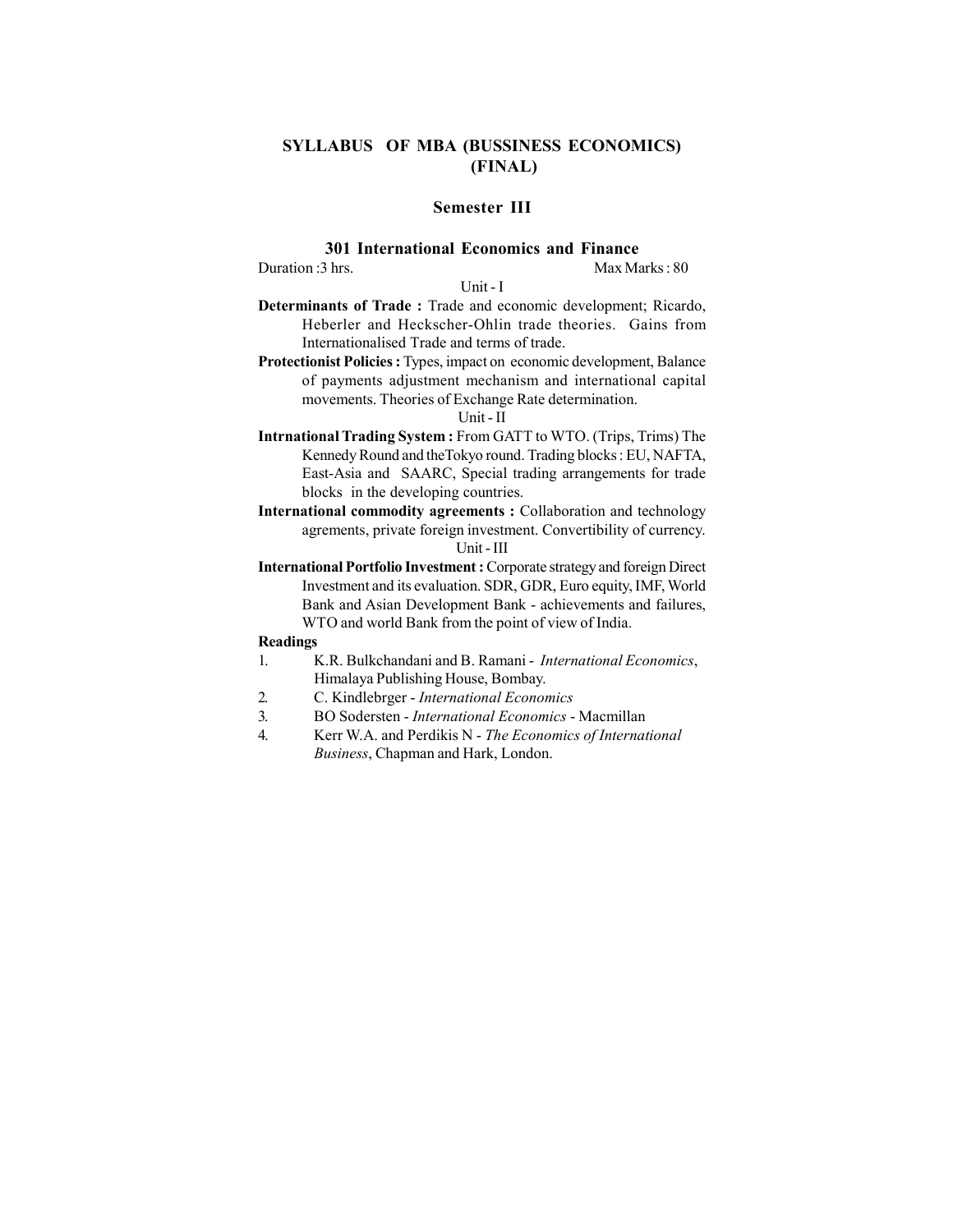# SYLLABUS OF MBA (BUSSINESS ECONOMICS) (FINAL)

## Semester III

### 301 International Economics and Finance

Duration :3 hrs. Max Marks : 80

Unit - I

**Determinants of Trade :** Trade and economic development; Ricardo, Heberler and Heckscher-Ohlin trade theories. Gains from Internationalised Trade and terms of trade.

**Protectionist Policies :** Types, impact on economic development, Balance of payments adjustment mechanism and international capital movements. Theories of Exchange Rate determination.

Unit - II

**Intrnational Trading System :** From GATT to WTO. (Trips, Trims) The Kennedy Round and theTokyo round. Trading blocks : EU, NAFTA, East-Asia and SAARC, Special trading arrangements for trade blocks in the developing countries.

**International commodity agreements :** Collaboration and technology agrements, private foreign investment. Convertibility of currency.

Unit - III

**International Portfolio Investment :** Corporate strategy and foreign Direct Investment and its evaluation. SDR, GDR, Euro equity, IMF, World Bank and Asian Development Bank - achievements and failures, WTO and world Bank from the point of view of India.

**Readings**

1. K.R. Bulkchandani and B. Ramani - *International Economics*, Himalaya Publishing House, Bombay.
2. C. Kindlebrger - *International Economics*
3. BO Sodersten - *International Economics* - Macmillan
4. Kerr W.A. and Perdikis N - *The Economics of International Business*, Chapman and Hark, London.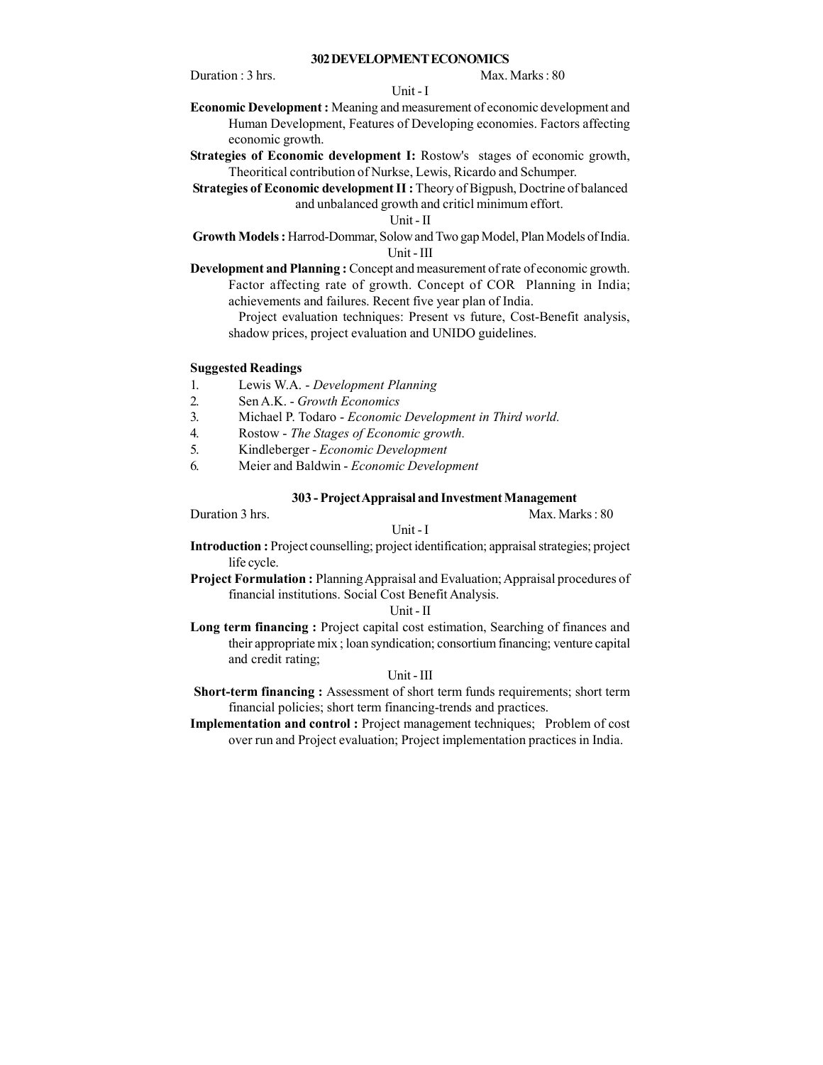## 302 DEVELOPMENT ECONOMICS

Duration : 3 hrs. Max. Marks : 80

Unit - I

**Economic Development :** Meaning and measurement of economic development and Human Development, Features of Developing economies. Factors affecting economic growth.

**Strategies of Economic development I:** Rostow's stages of economic growth, Theoritical contribution of Nurkse, Lewis, Ricardo and Schumper.

**Strategies of Economic development II :** Theory of Bigpush, Doctrine of balanced and unbalanced growth and criticl minimum effort.

Unit - II

**Growth Models :** Harrod-Dommar, Solow and Two gap Model, Plan Models of India.

Unit - III

**Development and Planning :** Concept and measurement of rate of economic growth. Factor affecting rate of growth. Concept of COR Planning in India; achievements and failures. Recent five year plan of India.

Project evaluation techniques: Present vs future, Cost-Benefit analysis, shadow prices, project evaluation and UNIDO guidelines.

### Suggested Readings

1. Lewis W.A. - *Development Planning*
2. Sen A.K. - *Growth Economics*
3. Michael P. Todaro - *Economic Development in Third world.*
4. Rostow - *The Stages of Economic growth.*
5. Kindleberger - *Economic Development*
6. Meier and Baldwin - *Economic Development*

## 303 - Project Appraisal and Investment Management

Duration 3 hrs. Max. Marks : 80

Unit - I

**Introduction :** Project counselling; project identification; appraisal strategies; project life cycle.

**Project Formulation :** Planning Appraisal and Evaluation; Appraisal procedures of financial institutions. Social Cost Benefit Analysis.

Unit - II

**Long term financing :** Project capital cost estimation, Searching of finances and their appropriate mix ; loan syndication; consortium financing; venture capital and credit rating;

Unit - III

**Short-term financing :** Assessment of short term funds requirements; short term financial policies; short term financing-trends and practices.

**Implementation and control :** Project management techniques; Problem of cost over run and Project evaluation; Project implementation practices in India.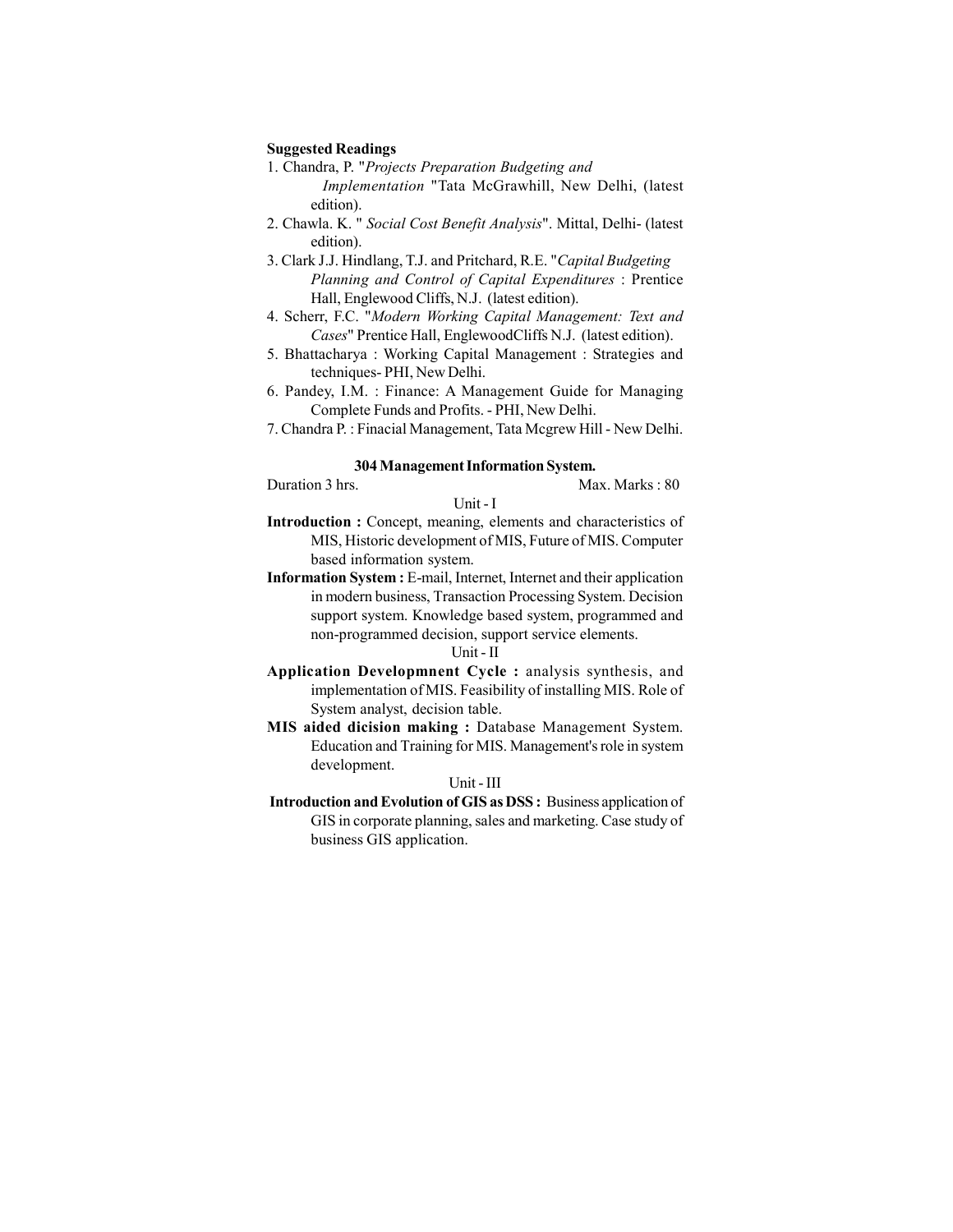**Suggested Readings**

1. Chandra, P. "*Projects Preparation Budgeting and Implementation* "Tata McGrawhill, New Delhi, (latest edition).
2. Chawla. K. " *Social Cost Benefit Analysis*". Mittal, Delhi- (latest edition).
3. Clark J.J. Hindlang, T.J. and Pritchard, R.E. "*Capital Budgeting Planning and Control of Capital Expenditures* : Prentice Hall, Englewood Cliffs, N.J. (latest edition).
4. Scherr, F.C. "*Modern Working Capital Management: Text and Cases*" Prentice Hall, EnglewoodCliffs N.J. (latest edition).
5. Bhattacharya : Working Capital Management : Strategies and techniques- PHI, New Delhi.
6. Pandey, I.M. : Finance: A Management Guide for Managing Complete Funds and Profits. - PHI, New Delhi.
7. Chandra P. : Finacial Management, Tata Mcgrew Hill - New Delhi.

## 304 Management Information System.

Duration 3 hrs. Max. Marks : 80

Unit - I

**Introduction :** Concept, meaning, elements and characteristics of MIS, Historic development of MIS, Future of MIS. Computer based information system.

**Information System :** E-mail, Internet, Internet and their application in modern business, Transaction Processing System. Decision support system. Knowledge based system, programmed and non-programmed decision, support service elements.

Unit - II

**Application Developmnent Cycle :** analysis synthesis, and implementation of MIS. Feasibility of installing MIS. Role of System analyst, decision table.

**MIS aided dicision making :** Database Management System. Education and Training for MIS. Management's role in system development.

Unit - III

**Introduction and Evolution of GIS as DSS :** Business application of GIS in corporate planning, sales and marketing. Case study of business GIS application.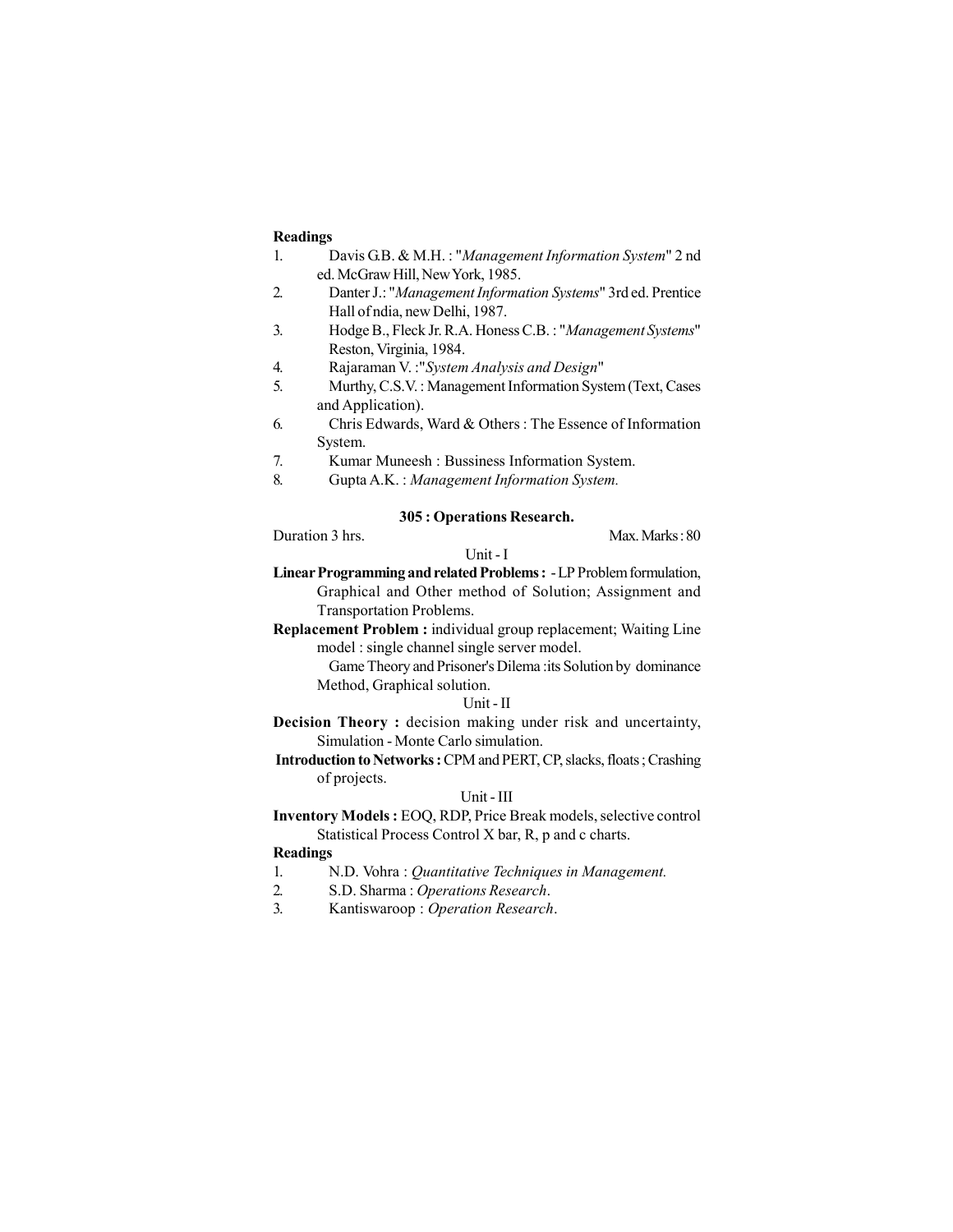**Readings**

1. Davis G.B. & M.H. : "*Management Information System*" 2 nd ed. McGraw Hill, New York, 1985.
2. Danter J.: "*Management Information Systems*" 3rd ed. Prentice Hall of ndia, new Delhi, 1987.
3. Hodge B., Fleck Jr. R.A. Honess C.B. : "*Management Systems*" Reston, Virginia, 1984.
4. Rajaraman V. :"*System Analysis and Design*"
5. Murthy, C.S.V. : Management Information System (Text, Cases and Application).
6. Chris Edwards, Ward & Others : The Essence of Information System.
7. Kumar Muneesh : Bussiness Information System.
8. Gupta A.K. : *Management Information System.*

### 305 : Operations Research.

Duration 3 hrs. Max. Marks : 80

Unit - I

**Linear Programming and related Problems :** - LP Problem formulation, Graphical and Other method of Solution; Assignment and Transportation Problems.

**Replacement Problem :** individual group replacement; Waiting Line model : single channel single server model.

Game Theory and Prisoner's Dilema :its Solution by dominance Method, Graphical solution.

Unit - II

**Decision Theory :** decision making under risk and uncertainty, Simulation - Monte Carlo simulation.

**Introduction to Networks :** CPM and PERT, CP, slacks, floats ; Crashing of projects.

Unit - III

**Inventory Models :** EOQ, RDP, Price Break models, selective control Statistical Process Control X bar, R, p and c charts.

**Readings**

1. N.D. Vohra : *Quantitative Techniques in Management.*
2. S.D. Sharma : *Operations Research*.
3. Kantiswaroop : *Operation Research*.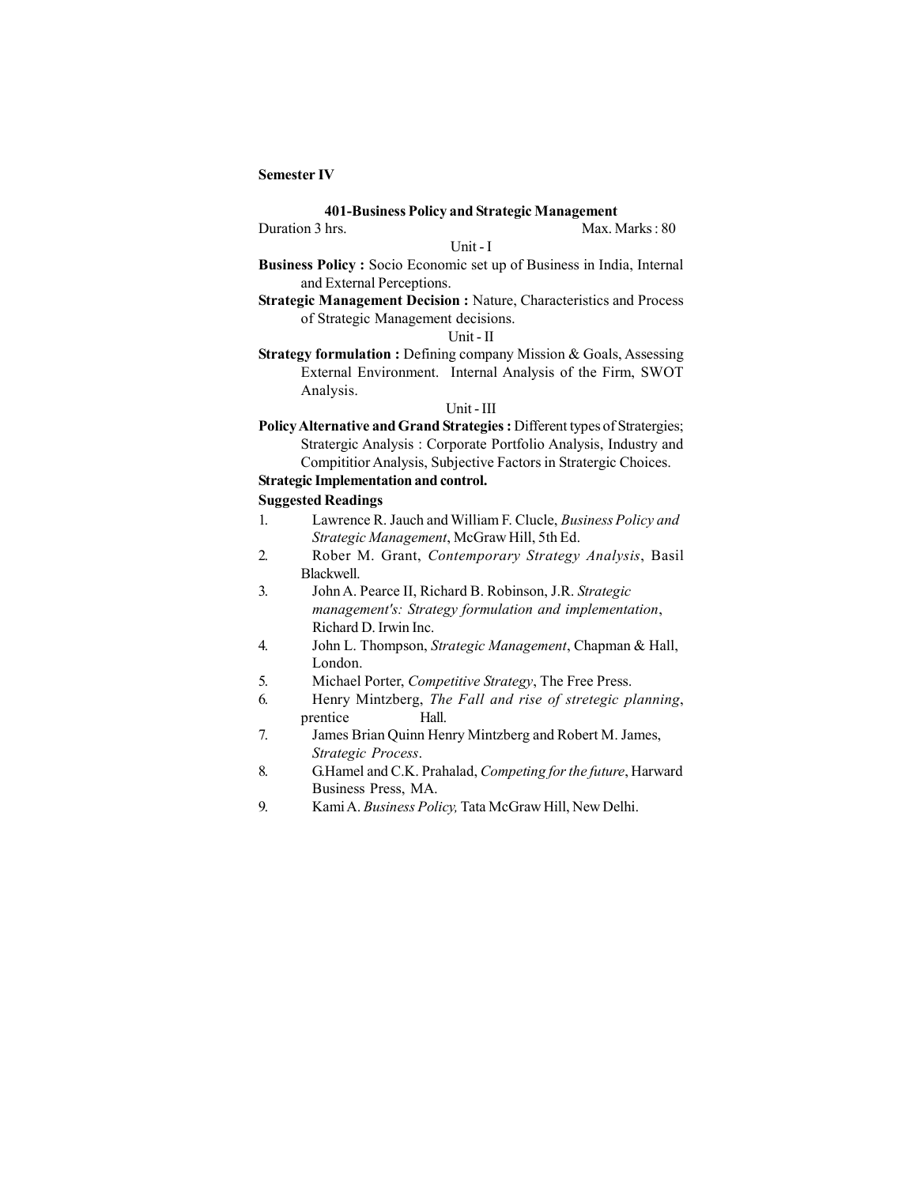**Semester IV**

### 401-Business Policy and Strategic Management

Duration 3 hrs. Max. Marks : 80

Unit - I

**Business Policy :** Socio Economic set up of Business in India, Internal and External Perceptions.

**Strategic Management Decision :** Nature, Characteristics and Process of Strategic Management decisions.

Unit - II

**Strategy formulation :** Defining company Mission & Goals, Assessing External Environment. Internal Analysis of the Firm, SWOT Analysis.

Unit - III

**Policy Alternative and Grand Strategies :** Different types of Stratergies; Stratergic Analysis : Corporate Portfolio Analysis, Industry and Compititior Analysis, Subjective Factors in Stratergic Choices.

**Strategic Implementation and control.**

**Suggested Readings**

1. Lawrence R. Jauch and William F. Clucle, *Business Policy and Strategic Management*, McGraw Hill, 5th Ed.
2. Rober M. Grant, *Contemporary Strategy Analysis*, Basil Blackwell.
3. John A. Pearce II, Richard B. Robinson, J.R. *Strategic management's: Strategy formulation and implementation*, Richard D. Irwin Inc.
4. John L. Thompson, *Strategic Management*, Chapman & Hall, London.
5. Michael Porter, *Competitive Strategy*, The Free Press.
6. Henry Mintzberg, *The Fall and rise of stretegic planning*, prentice Hall.
7. James Brian Quinn Henry Mintzberg and Robert M. James, *Strategic Process*.
8. G.Hamel and C.K. Prahalad, *Competing for the future*, Harward Business Press, MA.
9. Kami A. *Business Policy,* Tata McGraw Hill, New Delhi.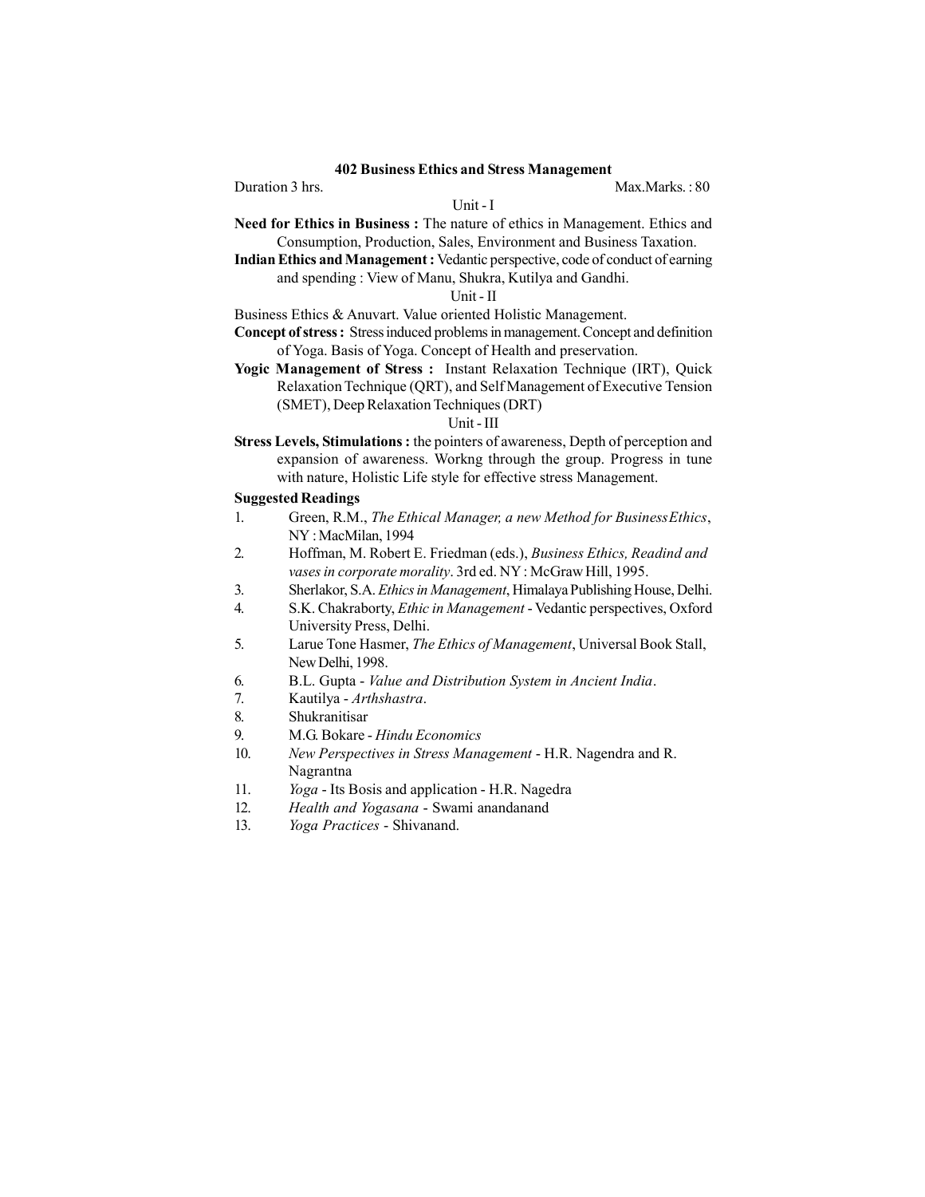## 402 Business Ethics and Stress Management

Duration 3 hrs. Max.Marks. : 80

### Unit - I

**Need for Ethics in Business :** The nature of ethics in Management. Ethics and Consumption, Production, Sales, Environment and Business Taxation.

**Indian Ethics and Management :** Vedantic perspective, code of conduct of earning and spending : View of Manu, Shukra, Kutilya and Gandhi.

### Unit - II

Business Ethics & Anuvart. Value oriented Holistic Management.

**Concept of stress :** Stress induced problems in management. Concept and definition of Yoga. Basis of Yoga. Concept of Health and preservation.

**Yogic Management of Stress :** Instant Relaxation Technique (IRT), Quick Relaxation Technique (QRT), and Self Management of Executive Tension (SMET), Deep Relaxation Techniques (DRT)

### Unit - III

**Stress Levels, Stimulations :** the pointers of awareness, Depth of perception and expansion of awareness. Workng through the group. Progress in tune with nature, Holistic Life style for effective stress Management.

### Suggested Readings

1. Green, R.M., *The Ethical Manager, a new Method for BusinessEthics*, NY : MacMilan, 1994
2. Hoffman, M. Robert E. Friedman (eds.), *Business Ethics, Readind and vases in corporate morality*. 3rd ed. NY : McGraw Hill, 1995.
3. Sherlakor, S.A. *Ethics in Management*, Himalaya Publishing House, Delhi.
4. S.K. Chakraborty, *Ethic in Management* - Vedantic perspectives, Oxford University Press, Delhi.
5. Larue Tone Hasmer, *The Ethics of Management*, Universal Book Stall, New Delhi, 1998.
6. B.L. Gupta - *Value and Distribution System in Ancient India*.
7. Kautilya - *Arthshastra*.
8. Shukranitisar
9. M.G. Bokare - *Hindu Economics*
10. *New Perspectives in Stress Management* - H.R. Nagendra and R. Nagrantna
11. *Yoga* - Its Bosis and application - H.R. Nagedra
12. *Health and Yogasana* - Swami anandanand
13. *Yoga Practices* - Shivanand.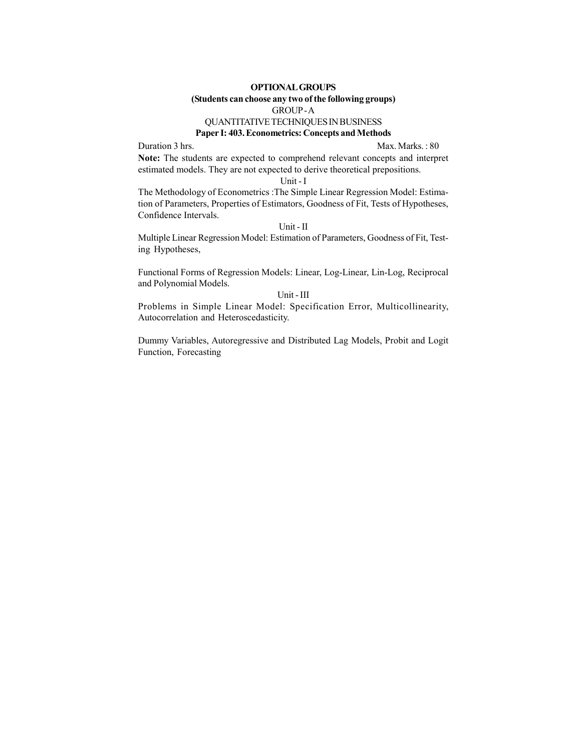**OPTIONAL GROUPS**

**(Students can choose any two of the following groups)**

GROUP - A

QUANTITATIVE TECHNIQUES IN BUSINESS

**Paper I: 403. Econometrics: Concepts and Methods**

Duration 3 hrs. Max. Marks. : 80

**Note:** The students are expected to comprehend relevant concepts and interpret estimated models. They are not expected to derive theoretical prepositions.

Unit - I

The Methodology of Econometrics :The Simple Linear Regression Model: Estimation of Parameters, Properties of Estimators, Goodness of Fit, Tests of Hypotheses, Confidence Intervals.

Unit - II

Multiple Linear Regression Model: Estimation of Parameters, Goodness of Fit, Testing Hypotheses,

Functional Forms of Regression Models: Linear, Log-Linear, Lin-Log, Reciprocal and Polynomial Models.

Unit - III

Problems in Simple Linear Model: Specification Error, Multicollinearity, Autocorrelation and Heteroscedasticity.

Dummy Variables, Autoregressive and Distributed Lag Models, Probit and Logit Function, Forecasting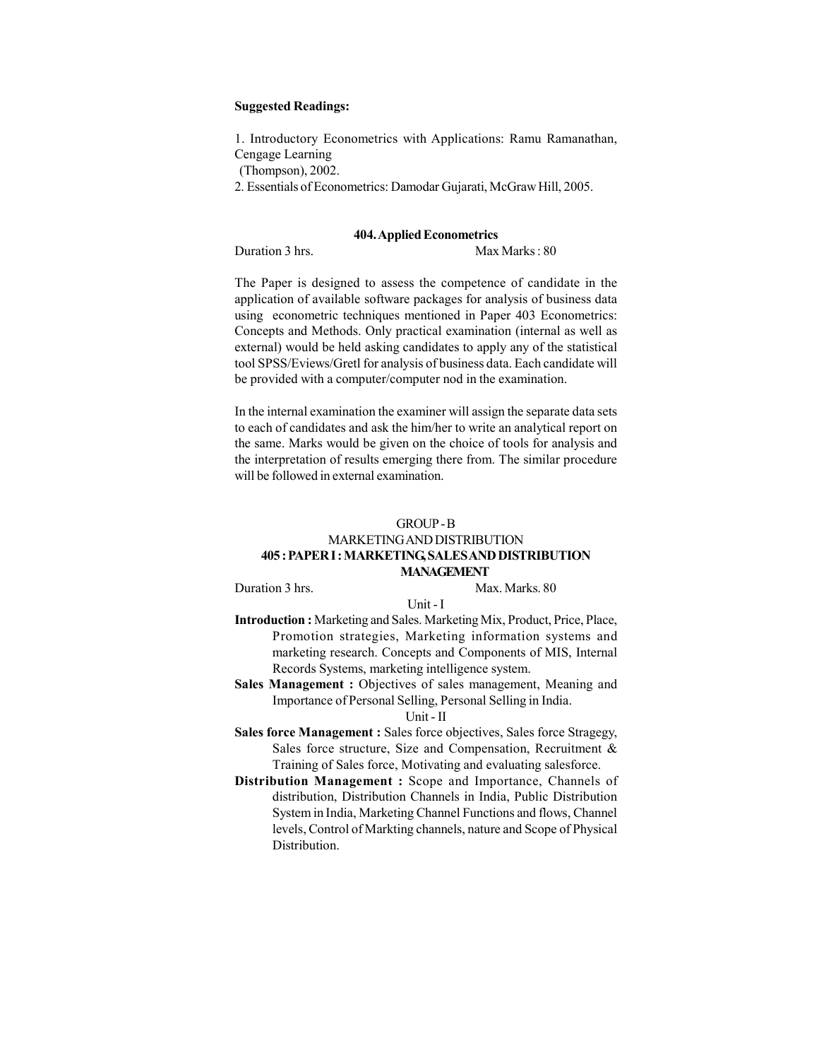**Suggested Readings:**

1. Introductory Econometrics with Applications: Ramu Ramanathan, Cengage Learning (Thompson), 2002.
2. Essentials of Econometrics: Damodar Gujarati, McGraw Hill, 2005.

## 404. Applied Econometrics

Duration 3 hrs. Max Marks : 80

The Paper is designed to assess the competence of candidate in the application of available software packages for analysis of business data using econometric techniques mentioned in Paper 403 Econometrics: Concepts and Methods. Only practical examination (internal as well as external) would be held asking candidates to apply any of the statistical tool SPSS/Eviews/Gretl for analysis of business data. Each candidate will be provided with a computer/computer nod in the examination.

In the internal examination the examiner will assign the separate data sets to each of candidates and ask the him/her to write an analytical report on the same. Marks would be given on the choice of tools for analysis and the interpretation of results emerging there from. The similar procedure will be followed in external examination.

GROUP - B

MARKETING AND DISTRIBUTION

## 405 : PAPER I : MARKETING, SALES AND DISTRIBUTION MANAGEMENT

Duration 3 hrs. Max. Marks. 80

Unit - I

**Introduction :** Marketing and Sales. Marketing Mix, Product, Price, Place, Promotion strategies, Marketing information systems and marketing research. Concepts and Components of MIS, Internal Records Systems, marketing intelligence system.

**Sales Management :** Objectives of sales management, Meaning and Importance of Personal Selling, Personal Selling in India.

Unit - II

**Sales force Management :** Sales force objectives, Sales force Stragegy, Sales force structure, Size and Compensation, Recruitment & Training of Sales force, Motivating and evaluating salesforce.

**Distribution Management :** Scope and Importance, Channels of distribution, Distribution Channels in India, Public Distribution System in India, Marketing Channel Functions and flows, Channel levels, Control of Markting channels, nature and Scope of Physical Distribution.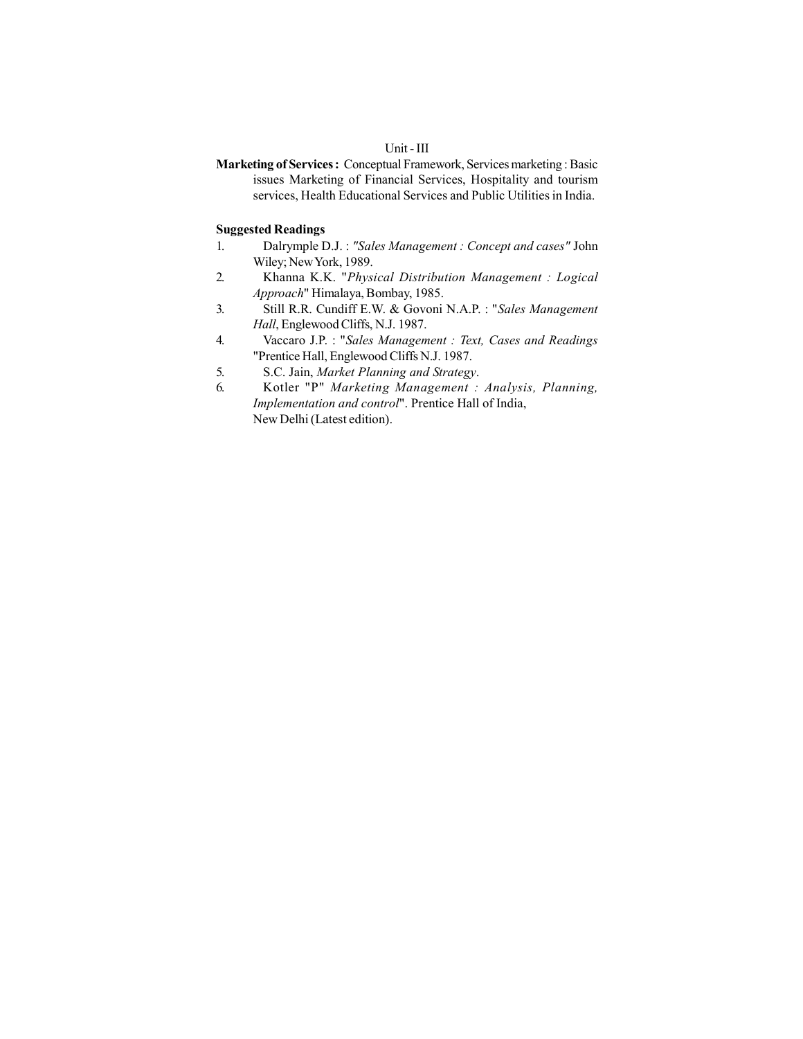Unit - III

**Marketing of Services :** Conceptual Framework, Services marketing : Basic issues Marketing of Financial Services, Hospitality and tourism services, Health Educational Services and Public Utilities in India.

**Suggested Readings**

1. Dalrymple D.J. : *"Sales Management : Concept and cases"* John Wiley; New York, 1989.
2. Khanna K.K. "*Physical Distribution Management : Logical Approach*" Himalaya, Bombay, 1985.
3. Still R.R. Cundiff E.W. & Govoni N.A.P. : "*Sales Management Hall*, Englewood Cliffs, N.J. 1987.
4. Vaccaro J.P. : "*Sales Management : Text, Cases and Readings* "Prentice Hall, Englewood Cliffs N.J. 1987.
5. S.C. Jain, *Market Planning and Strategy*.
6. Kotler "P" *Marketing Management : Analysis, Planning, Implementation and control*". Prentice Hall of India, New Delhi (Latest edition).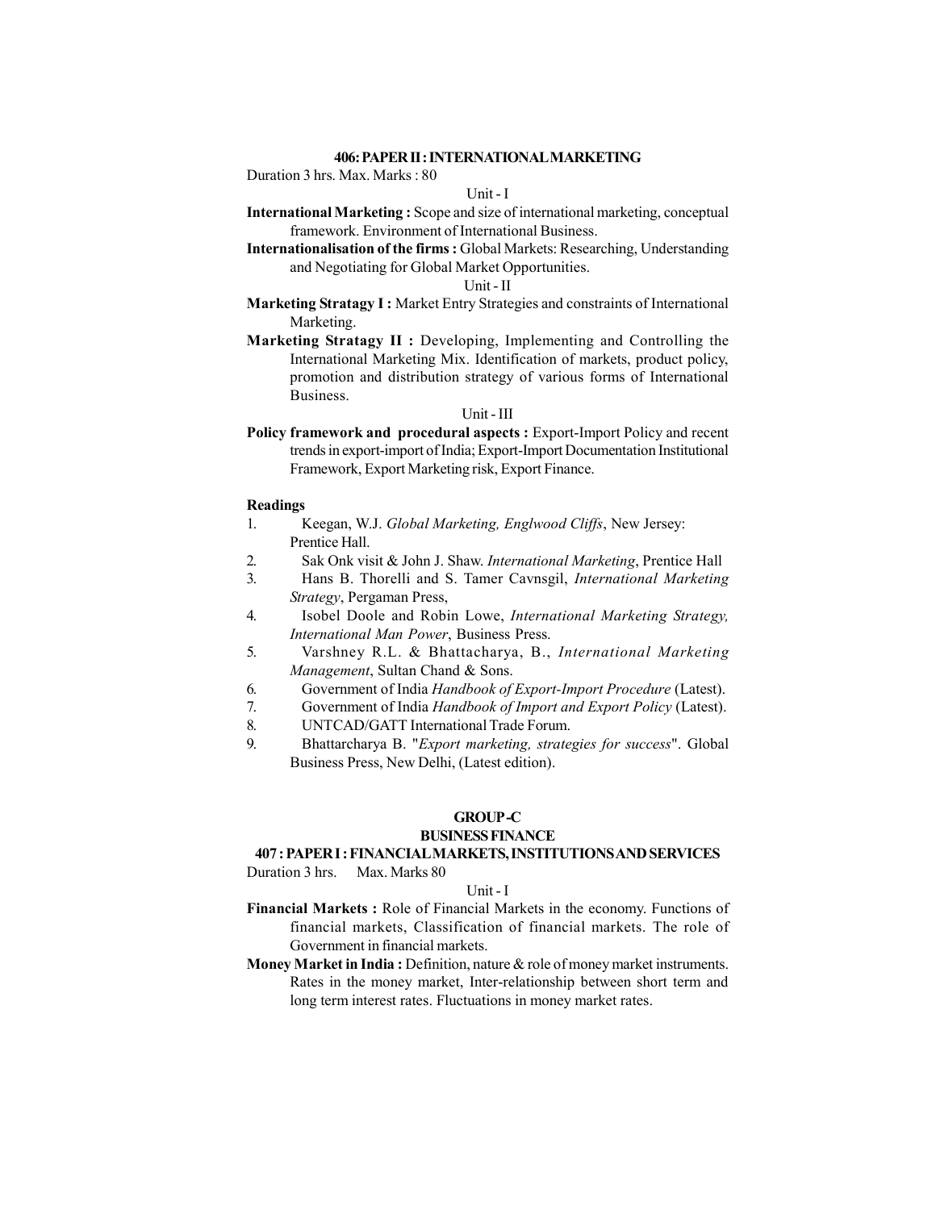### 406: PAPER II : INTERNATIONAL MARKETING

Duration 3 hrs. Max. Marks : 80

Unit - I

**International Marketing :** Scope and size of international marketing, conceptual framework. Environment of International Business.

**Internationalisation of the firms :** Global Markets: Researching, Understanding and Negotiating for Global Market Opportunities.

Unit - II

**Marketing Stratagy I :** Market Entry Strategies and constraints of International Marketing.

**Marketing Stratagy II :** Developing, Implementing and Controlling the International Marketing Mix. Identification of markets, product policy, promotion and distribution strategy of various forms of International Business.

Unit - III

**Policy framework and procedural aspects :** Export-Import Policy and recent trends in export-import of India; Export-Import Documentation Institutional Framework, Export Marketing risk, Export Finance.

**Readings**

1. Keegan, W.J. *Global Marketing, Englwood Cliffs*, New Jersey: Prentice Hall.
2. Sak Onk visit & John J. Shaw. *International Marketing*, Prentice Hall
3. Hans B. Thorelli and S. Tamer Cavnsgil, *International Marketing Strategy*, Pergaman Press,
4. Isobel Doole and Robin Lowe, *International Marketing Strategy, International Man Power*, Business Press.
5. Varshney R.L. & Bhattacharya, B., *International Marketing Management*, Sultan Chand & Sons.
6. Government of India *Handbook of Export-Import Procedure* (Latest).
7. Government of India *Handbook of Import and Export Policy* (Latest).
8. UNTCAD/GATT International Trade Forum.
9. Bhattarcharya B. "*Export marketing, strategies for success*". Global Business Press, New Delhi, (Latest edition).

## GROUP-C

## BUSINESS FINANCE

### 407 : PAPER I : FINANCIAL MARKETS, INSTITUTIONS AND SERVICES

Duration 3 hrs. Max. Marks 80

Unit - I

**Financial Markets :** Role of Financial Markets in the economy. Functions of financial markets, Classification of financial markets. The role of Government in financial markets.

**Money Market in India :** Definition, nature & role of money market instruments. Rates in the money market, Inter-relationship between short term and long term interest rates. Fluctuations in money market rates.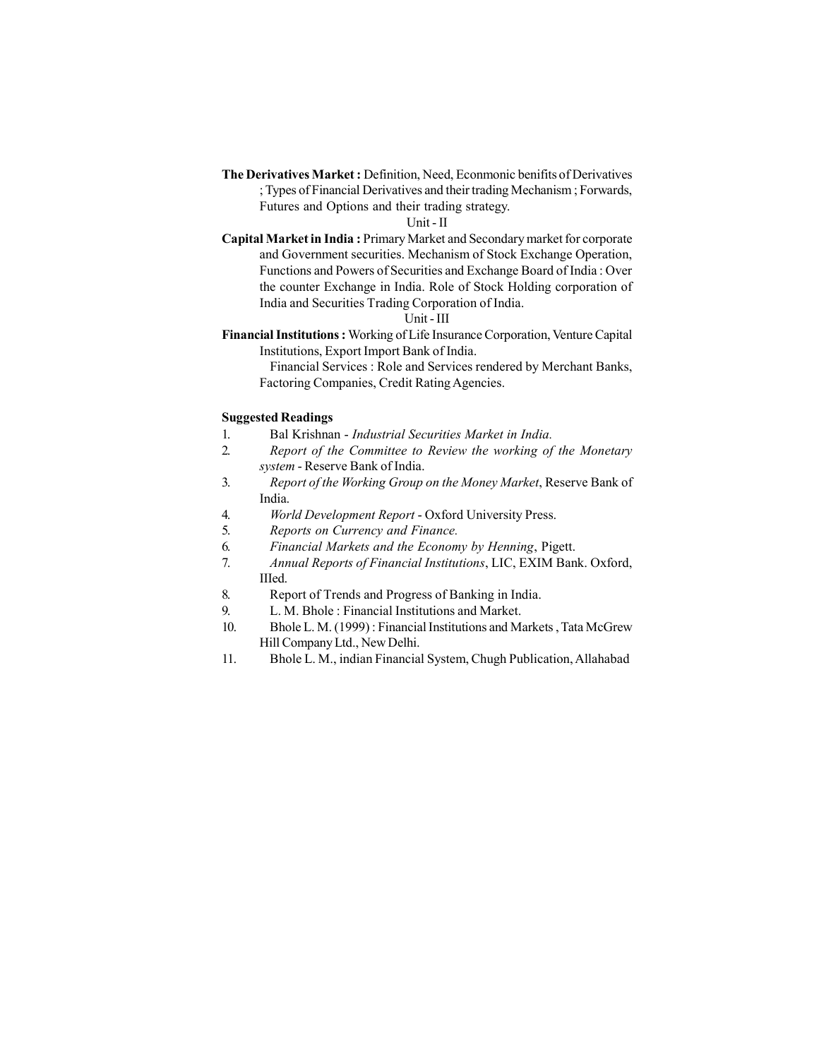**The Derivatives Market :** Definition, Need, Econmonic benifits of Derivatives ; Types of Financial Derivatives and their trading Mechanism ; Forwards, Futures and Options and their trading strategy.

Unit - II

**Capital Market in India :** Primary Market and Secondary market for corporate and Government securities. Mechanism of Stock Exchange Operation, Functions and Powers of Securities and Exchange Board of India : Over the counter Exchange in India. Role of Stock Holding corporation of India and Securities Trading Corporation of India.

Unit - III

**Financial Institutions :** Working of Life Insurance Corporation, Venture Capital Institutions, Export Import Bank of India.

Financial Services : Role and Services rendered by Merchant Banks, Factoring Companies, Credit Rating Agencies.

**Suggested Readings**

1. Bal Krishnan - *Industrial Securities Market in India.*
2. *Report of the Committee to Review the working of the Monetary system* - Reserve Bank of India.
3. *Report of the Working Group on the Money Market*, Reserve Bank of India.
4. *World Development Report* - Oxford University Press.
5. *Reports on Currency and Finance.*
6. *Financial Markets and the Economy by Henning*, Pigett.
7. *Annual Reports of Financial Institutions*, LIC, EXIM Bank. Oxford, IIIed.
8. Report of Trends and Progress of Banking in India.
9. L. M. Bhole : Financial Institutions and Market.
10. Bhole L. M. (1999) : Financial Institutions and Markets , Tata McGrew Hill Company Ltd., New Delhi.
11. Bhole L. M., indian Financial System, Chugh Publication, Allahabad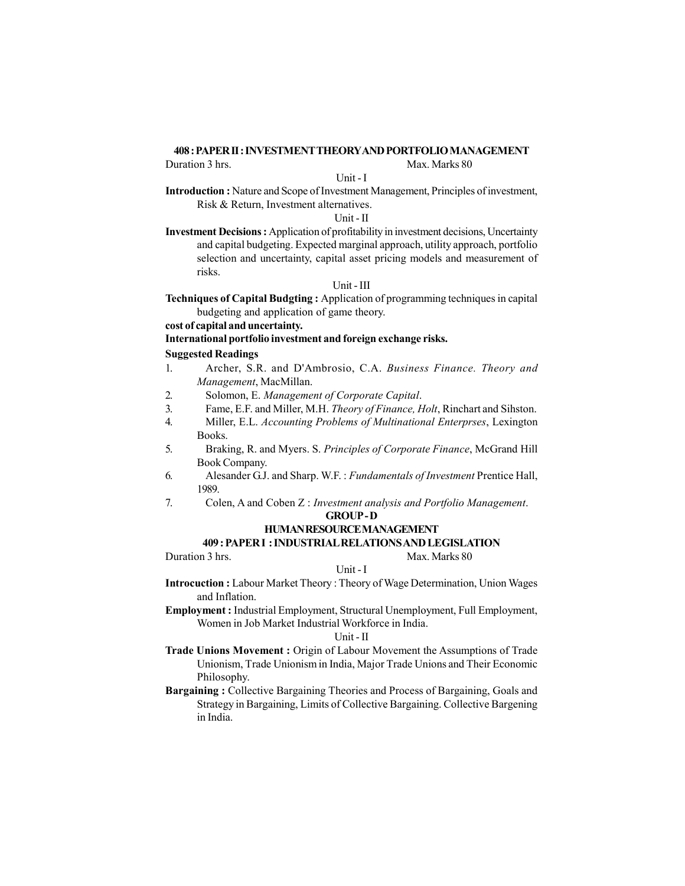## 408 : PAPER II : INVESTMENT THEORY AND PORTFOLIO MANAGEMENT

Duration 3 hrs. Max. Marks 80

Unit - I

**Introduction :** Nature and Scope of Investment Management, Principles of investment, Risk & Return, Investment alternatives.

Unit - II

**Investment Decisions :** Application of profitability in investment decisions, Uncertainty and capital budgeting. Expected marginal approach, utility approach, portfolio selection and uncertainty, capital asset pricing models and measurement of risks.

Unit - III

**Techniques of Capital Budgting :** Application of programming techniques in capital budgeting and application of game theory.

**cost of capital and uncertainty.**

**International portfolio investment and foreign exchange risks.**

**Suggested Readings**

1. Archer, S.R. and D'Ambrosio, C.A. *Business Finance. Theory and Management*, MacMillan.
2. Solomon, E. *Management of Corporate Capital*.
3. Fame, E.F. and Miller, M.H. *Theory of Finance, Holt*, Rinchart and Sihston.
4. Miller, E.L. *Accounting Problems of Multinational Enterprses*, Lexington Books.
5. Braking, R. and Myers. S. *Principles of Corporate Finance*, McGrand Hill Book Company.
6. Alesander G.J. and Sharp. W.F. : *Fundamentals of Investment* Prentice Hall, 1989.
7. Colen, A and Coben Z : *Investment analysis and Portfolio Management*.

## GROUP - D

## HUMAN RESOURCE MANAGEMENT

### 409 : PAPER I : INDUSTRIAL RELATIONS AND LEGISLATION

Duration 3 hrs. Max. Marks 80

Unit - I

**Introcuction :** Labour Market Theory : Theory of Wage Determination, Union Wages and Inflation.

**Employment :** Industrial Employment, Structural Unemployment, Full Employment, Women in Job Market Industrial Workforce in India.

Unit - II

**Trade Unions Movement :** Origin of Labour Movement the Assumptions of Trade Unionism, Trade Unionism in India, Major Trade Unions and Their Economic Philosophy.

**Bargaining :** Collective Bargaining Theories and Process of Bargaining, Goals and Strategy in Bargaining, Limits of Collective Bargaining. Collective Bargening in India.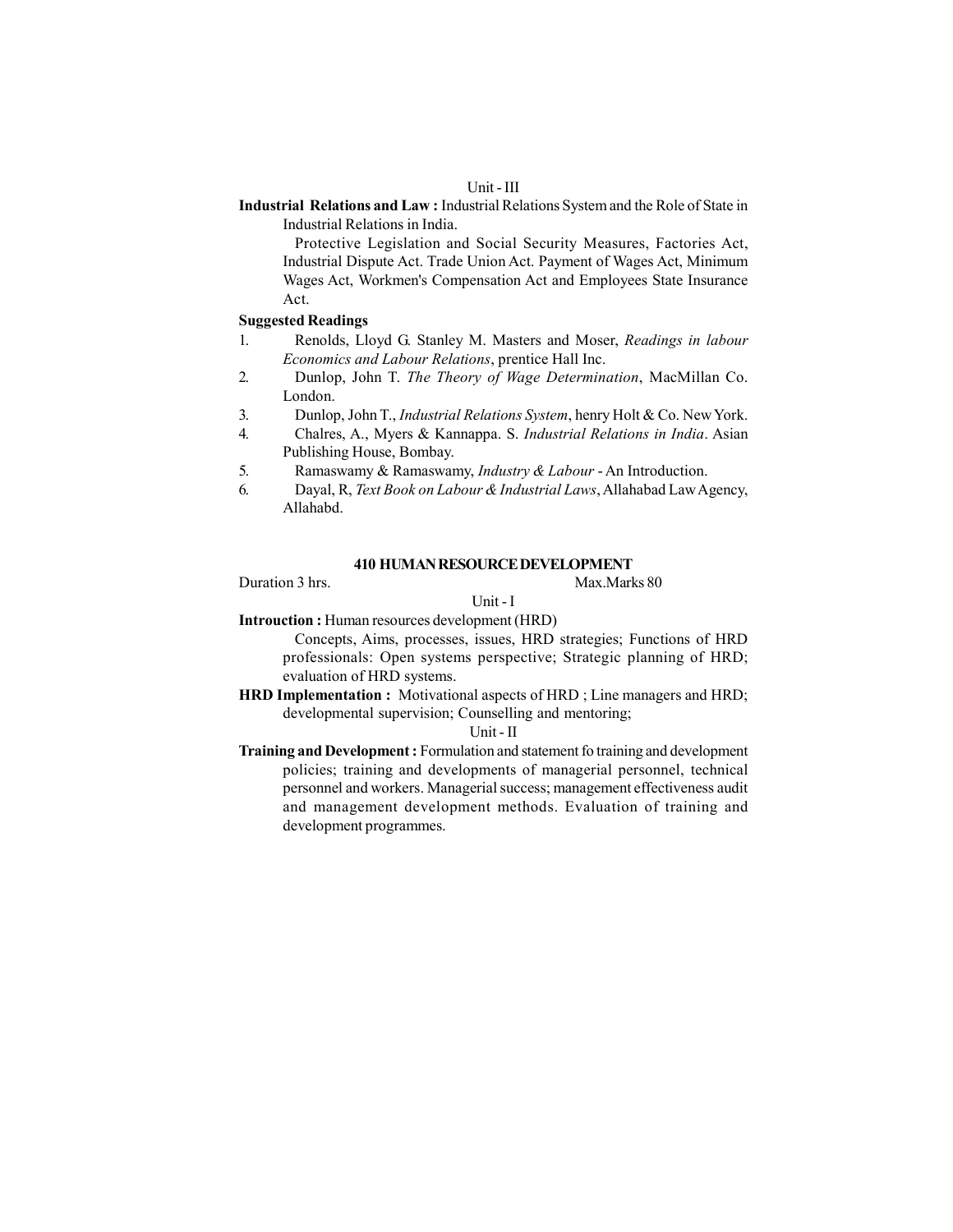Unit - III

**Industrial Relations and Law :** Industrial Relations System and the Role of State in Industrial Relations in India.

Protective Legislation and Social Security Measures, Factories Act, Industrial Dispute Act. Trade Union Act. Payment of Wages Act, Minimum Wages Act, Workmen's Compensation Act and Employees State Insurance Act.

**Suggested Readings**

1. Renolds, Lloyd G. Stanley M. Masters and Moser, *Readings in labour Economics and Labour Relations*, prentice Hall Inc.
2. Dunlop, John T. *The Theory of Wage Determination*, MacMillan Co. London.
3. Dunlop, John T., *Industrial Relations System*, henry Holt & Co. New York.
4. Chalres, A., Myers & Kannappa. S. *Industrial Relations in India*. Asian Publishing House, Bombay.
5. Ramaswamy & Ramaswamy, *Industry & Labour* - An Introduction.
6. Dayal, R, *Text Book on Labour & Industrial Laws*, Allahabad Law Agency, Allahabd.

## 410 HUMAN RESOURCE DEVELOPMENT

Duration 3 hrs. Max.Marks 80

Unit - I

**Introuction :** Human resources development (HRD)

Concepts, Aims, processes, issues, HRD strategies; Functions of HRD professionals: Open systems perspective; Strategic planning of HRD; evaluation of HRD systems.

**HRD Implementation :** Motivational aspects of HRD ; Line managers and HRD; developmental supervision; Counselling and mentoring;

Unit - II

**Training and Development :** Formulation and statement fo training and development policies; training and developments of managerial personnel, technical personnel and workers. Managerial success; management effectiveness audit and management development methods. Evaluation of training and development programmes.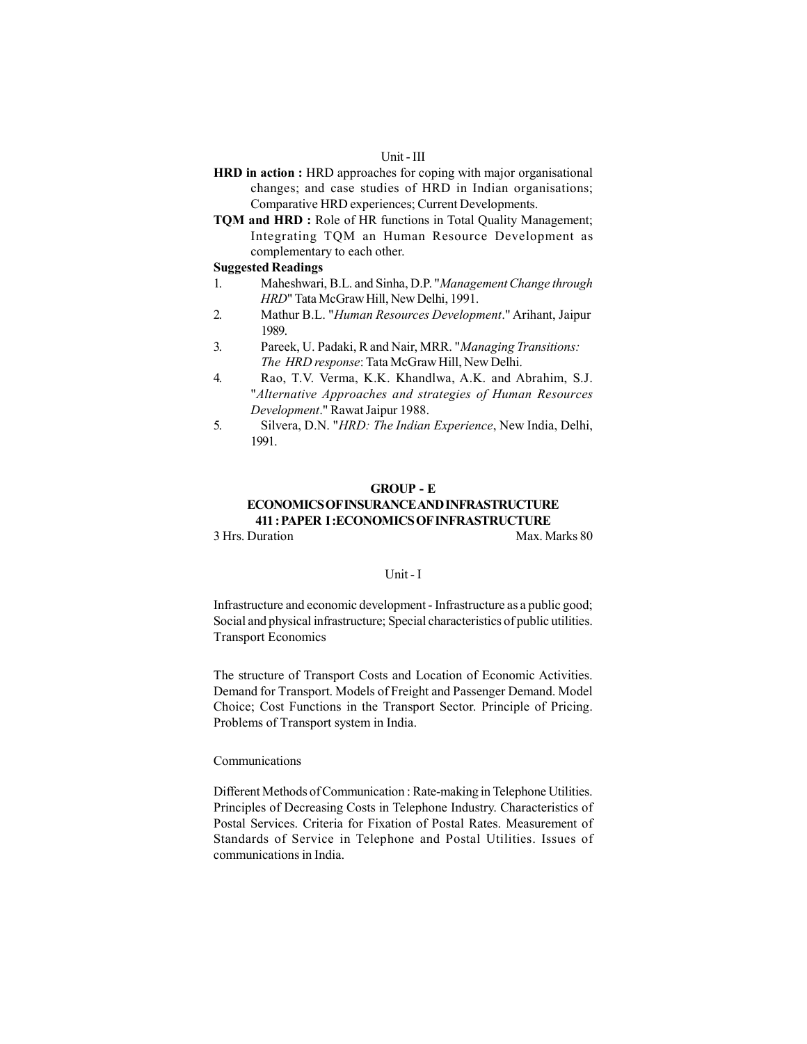### Unit - III

**HRD in action :** HRD approaches for coping with major organisational changes; and case studies of HRD in Indian organisations; Comparative HRD experiences; Current Developments.

**TQM and HRD :** Role of HR functions in Total Quality Management; Integrating TQM an Human Resource Development as complementary to each other.

**Suggested Readings**

1. Maheshwari, B.L. and Sinha, D.P. "*Management Change through HRD*" Tata McGraw Hill, New Delhi, 1991.
2. Mathur B.L. "*Human Resources Development*." Arihant, Jaipur 1989.
3. Pareek, U. Padaki, R and Nair, MRR. "*Managing Transitions: The HRD response*: Tata McGraw Hill, New Delhi.
4. Rao, T.V. Verma, K.K. Khandlwa, A.K. and Abrahim, S.J. "*Alternative Approaches and strategies of Human Resources Development*." Rawat Jaipur 1988.
5. Silvera, D.N. "*HRD: The Indian Experience*, New India, Delhi, 1991.

## GROUP - E
## ECONOMICS OF INSURANCE AND INFRASTRUCTURE
## 411 : PAPER I : ECONOMICS OF INFRASTRUCTURE

3 Hrs. Duration Max. Marks 80

### Unit - I

Infrastructure and economic development - Infrastructure as a public good; Social and physical infrastructure; Special characteristics of public utilities. Transport Economics

The structure of Transport Costs and Location of Economic Activities. Demand for Transport. Models of Freight and Passenger Demand. Model Choice; Cost Functions in the Transport Sector. Principle of Pricing. Problems of Transport system in India.

Communications

Different Methods of Communication : Rate-making in Telephone Utilities. Principles of Decreasing Costs in Telephone Industry. Characteristics of Postal Services. Criteria for Fixation of Postal Rates. Measurement of Standards of Service in Telephone and Postal Utilities. Issues of communications in India.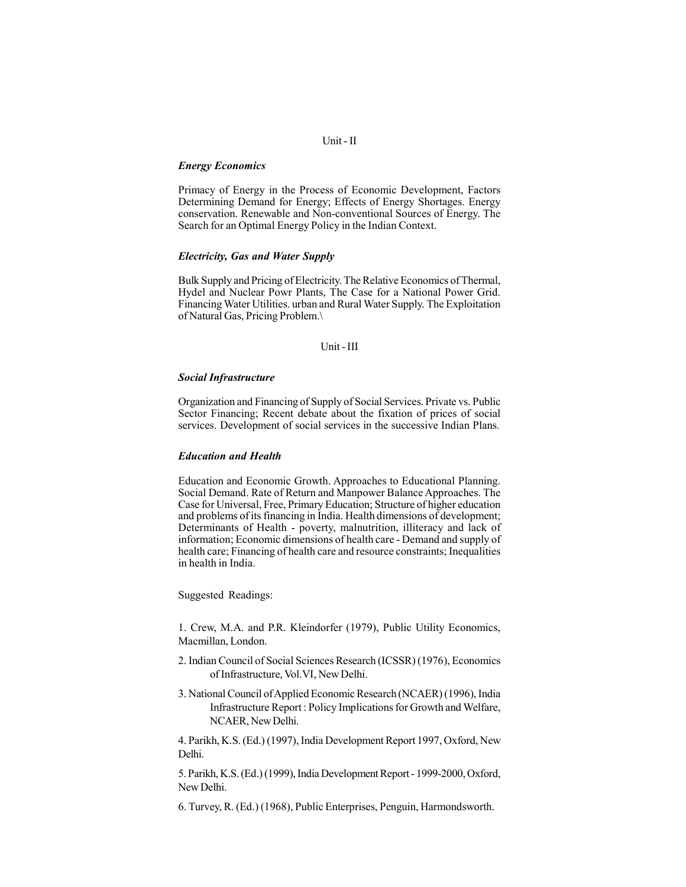Unit - II

***Energy Economics***

Primacy of Energy in the Process of Economic Development, Factors Determining Demand for Energy; Effects of Energy Shortages. Energy conservation. Renewable and Non-conventional Sources of Energy. The Search for an Optimal Energy Policy in the Indian Context.

***Electricity, Gas and Water Supply***

Bulk Supply and Pricing of Electricity. The Relative Economics of Thermal, Hydel and Nuclear Powr Plants, The Case for a National Power Grid. Financing Water Utilities. urban and Rural Water Supply. The Exploitation of Natural Gas, Pricing Problem.\

Unit - III

***Social Infrastructure***

Organization and Financing of Supply of Social Services. Private vs. Public Sector Financing; Recent debate about the fixation of prices of social services. Development of social services in the successive Indian Plans.

***Education and Health***

Education and Economic Growth. Approaches to Educational Planning. Social Demand. Rate of Return and Manpower Balance Approaches. The Case for Universal, Free, Primary Education; Structure of higher education and problems of its financing in India. Health dimensions of development; Determinants of Health - poverty, malnutrition, illiteracy and lack of information; Economic dimensions of health care - Demand and supply of health care; Financing of health care and resource constraints; Inequalities in health in India.

Suggested Readings:

1. Crew, M.A. and P.R. Kleindorfer (1979), Public Utility Economics, Macmillan, London.
2. Indian Council of Social Sciences Research (ICSSR) (1976), Economics of Infrastructure, Vol.VI, New Delhi.
3. National Council of Applied Economic Research (NCAER) (1996), India Infrastructure Report : Policy Implications for Growth and Welfare, NCAER, New Delhi.
4. Parikh, K.S. (Ed.) (1997), India Development Report 1997, Oxford, New Delhi.
5. Parikh, K.S. (Ed.) (1999), India Development Report - 1999-2000, Oxford, New Delhi.
6. Turvey, R. (Ed.) (1968), Public Enterprises, Penguin, Harmondsworth.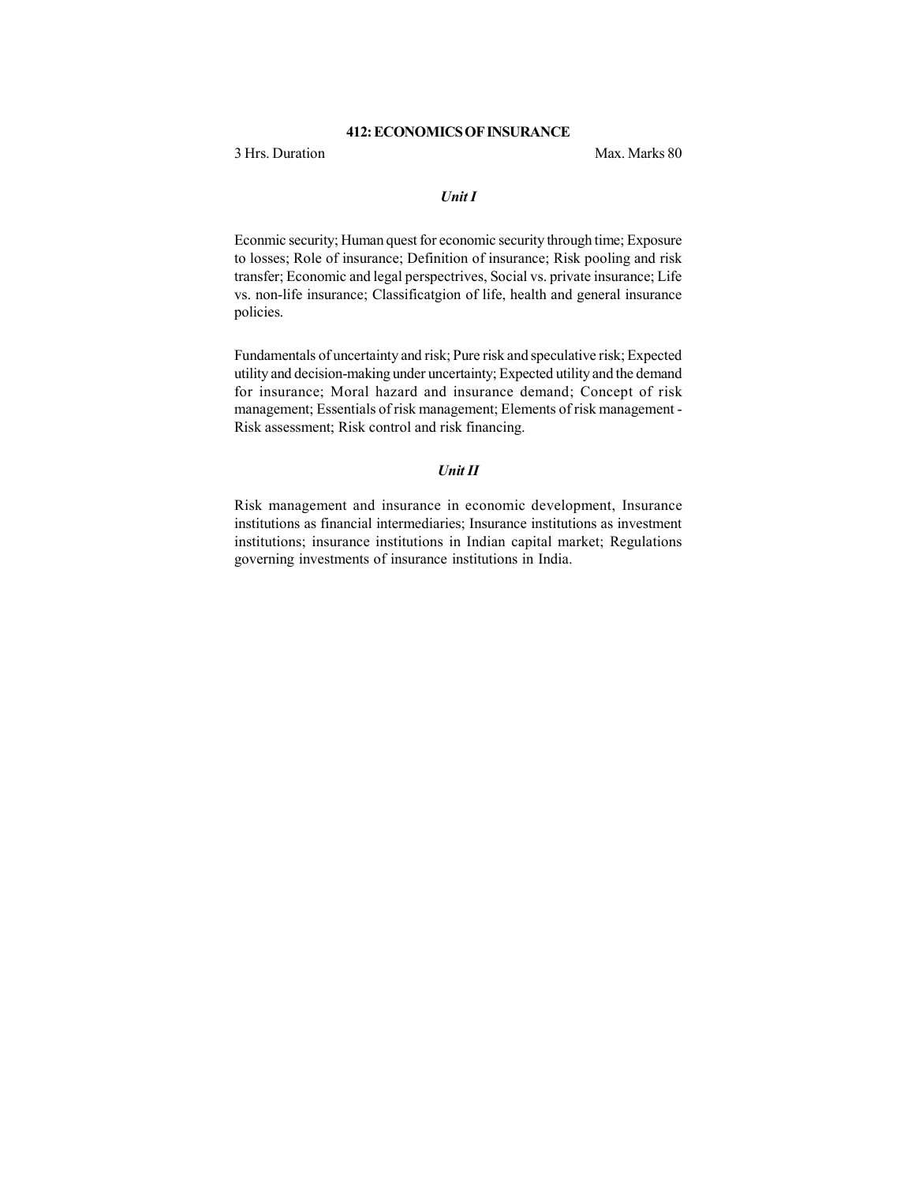## 412: ECONOMICS OF INSURANCE

3 Hrs. Duration Max. Marks 80

### *Unit I*

Econmic security; Human quest for economic security through time; Exposure to losses; Role of insurance; Definition of insurance; Risk pooling and risk transfer; Economic and legal perspectrives, Social vs. private insurance; Life vs. non-life insurance; Classificatgion of life, health and general insurance policies.

Fundamentals of uncertainty and risk; Pure risk and speculative risk; Expected utility and decision-making under uncertainty; Expected utility and the demand for insurance; Moral hazard and insurance demand; Concept of risk management; Essentials of risk management; Elements of risk management - Risk assessment; Risk control and risk financing.

### *Unit II*

Risk management and insurance in economic development, Insurance institutions as financial intermediaries; Insurance institutions as investment institutions; insurance institutions in Indian capital market; Regulations governing investments of insurance institutions in India.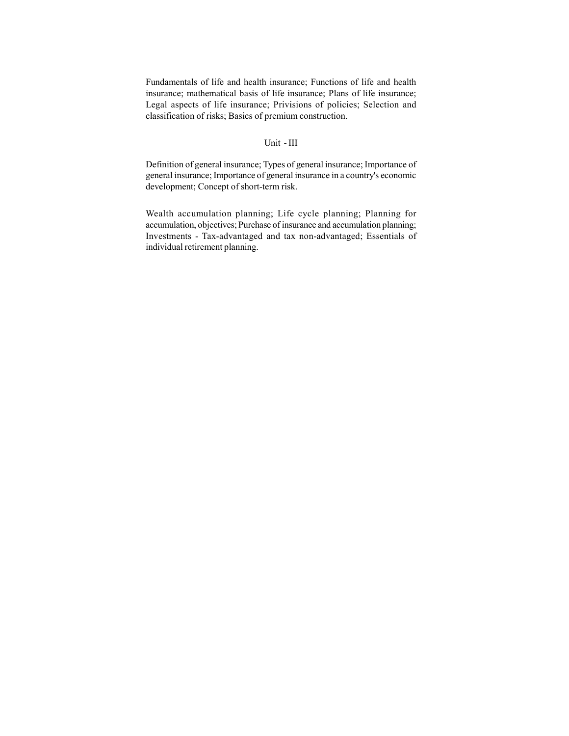Fundamentals of life and health insurance; Functions of life and health insurance; mathematical basis of life insurance; Plans of life insurance; Legal aspects of life insurance; Privisions of policies; Selection and classification of risks; Basics of premium construction.

## Unit - III

Definition of general insurance; Types of general insurance; Importance of general insurance; Importance of general insurance in a country's economic development; Concept of short-term risk.

Wealth accumulation planning; Life cycle planning; Planning for accumulation, objectives; Purchase of insurance and accumulation planning; Investments - Tax-advantaged and tax non-advantaged; Essentials of individual retirement planning.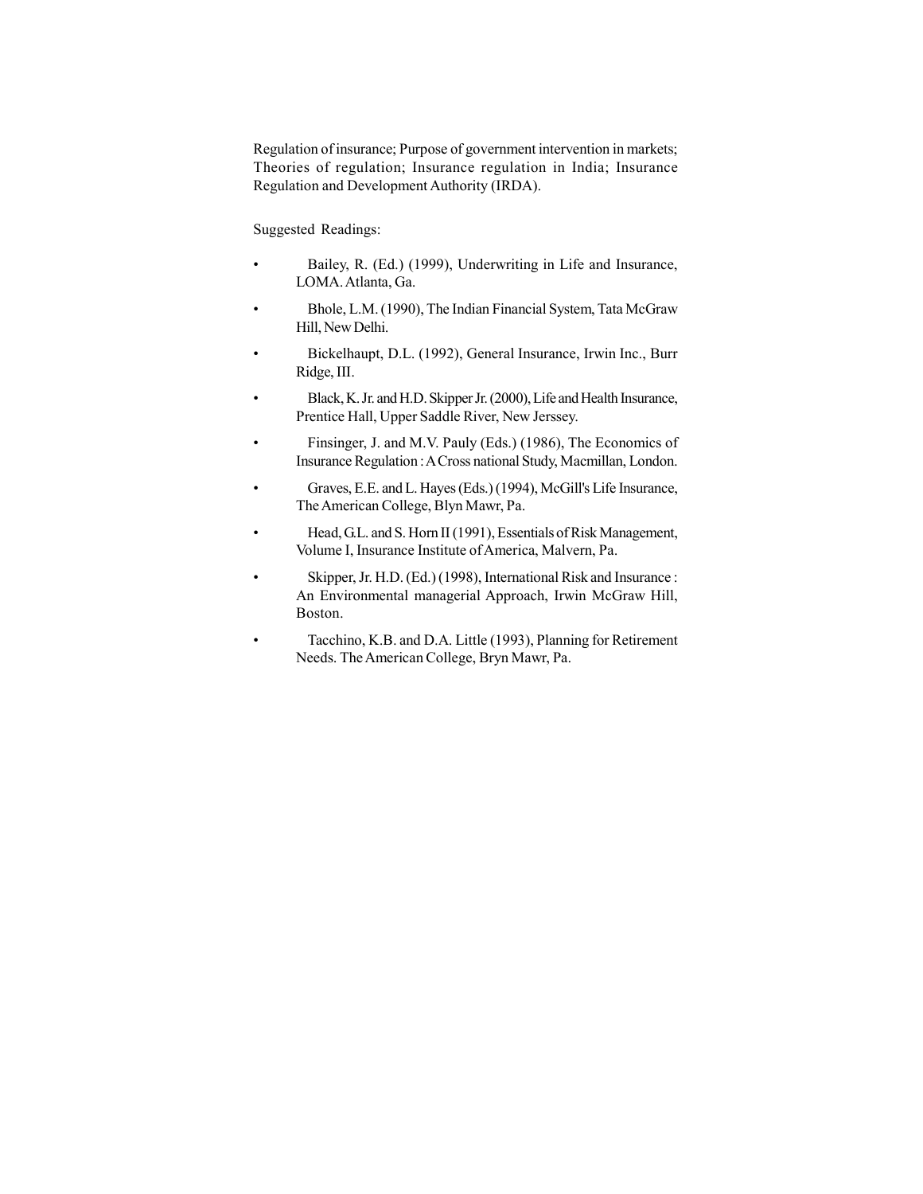Regulation of insurance; Purpose of government intervention in markets; Theories of regulation; Insurance regulation in India; Insurance Regulation and Development Authority (IRDA).

Suggested Readings:

- Bailey, R. (Ed.) (1999), Underwriting in Life and Insurance, LOMA. Atlanta, Ga.
- Bhole, L.M. (1990), The Indian Financial System, Tata McGraw Hill, New Delhi.
- Bickelhaupt, D.L. (1992), General Insurance, Irwin Inc., Burr Ridge, III.
- Black, K. Jr. and H.D. Skipper Jr. (2000), Life and Health Insurance, Prentice Hall, Upper Saddle River, New Jerssey.
- Finsinger, J. and M.V. Pauly (Eds.) (1986), The Economics of Insurance Regulation : A Cross national Study, Macmillan, London.
- Graves, E.E. and L. Hayes (Eds.) (1994), McGill's Life Insurance, The American College, Blyn Mawr, Pa.
- Head, G.L. and S. Horn II (1991), Essentials of Risk Management, Volume I, Insurance Institute of America, Malvern, Pa.
- Skipper, Jr. H.D. (Ed.) (1998), International Risk and Insurance : An Environmental managerial Approach, Irwin McGraw Hill, Boston.
- Tacchino, K.B. and D.A. Little (1993), Planning for Retirement Needs. The American College, Bryn Mawr, Pa.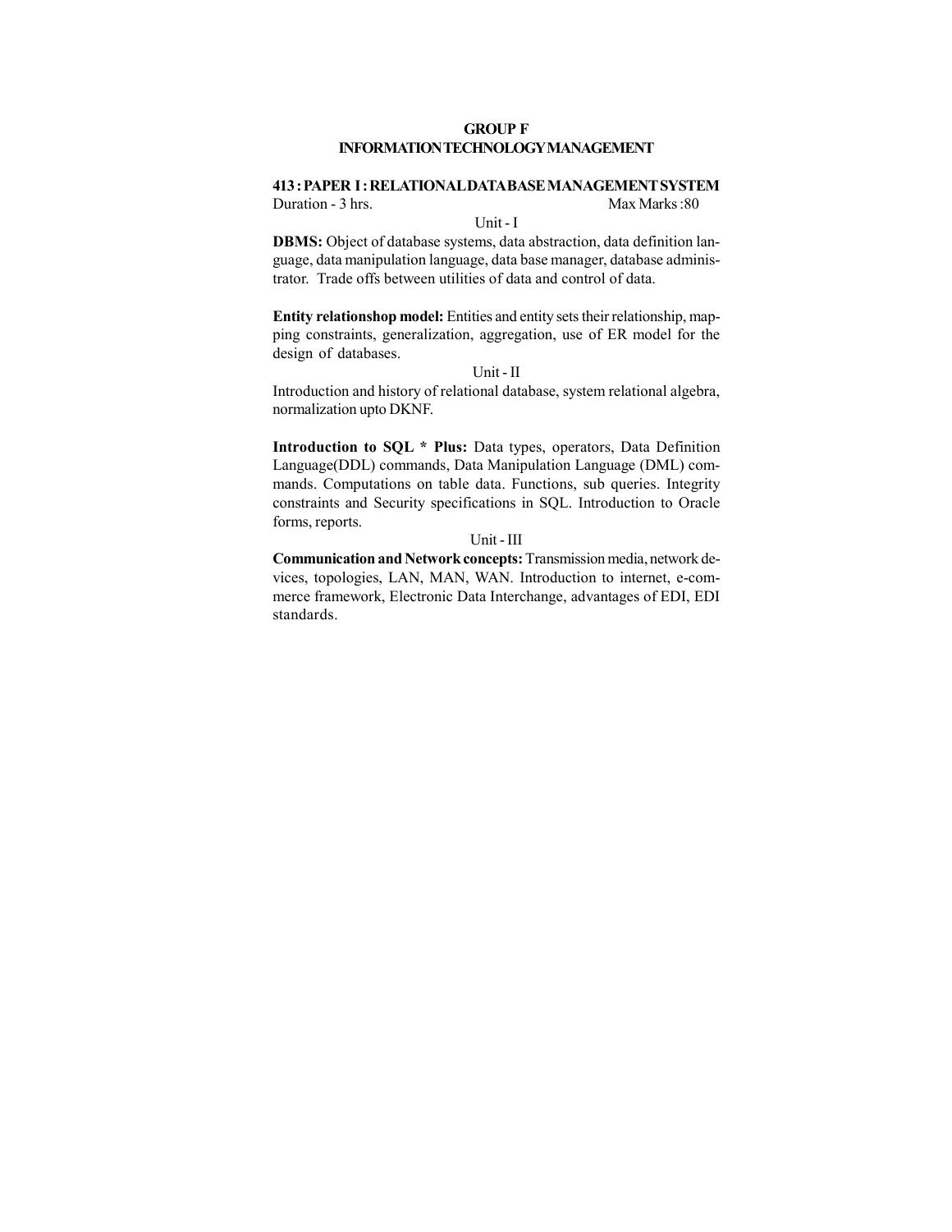## GROUP F
## INFORMATION TECHNOLOGY MANAGEMENT

### 413 : PAPER I : RELATIONAL DATABASE MANAGEMENT SYSTEM

Duration - 3 hrs. Max Marks : 80

Unit - I

**DBMS:** Object of database systems, data abstraction, data definition language, data manipulation language, data base manager, database administrator. Trade offs between utilities of data and control of data.

**Entity relationshop model:** Entities and entity sets their relationship, mapping constraints, generalization, aggregation, use of ER model for the design of databases.

Unit - II

Introduction and history of relational database, system relational algebra, normalization upto DKNF.

**Introduction to SQL * Plus:** Data types, operators, Data Definition Language(DDL) commands, Data Manipulation Language (DML) commands. Computations on table data. Functions, sub queries. Integrity constraints and Security specifications in SQL. Introduction to Oracle forms, reports.

Unit - III

**Communication and Network concepts:** Transmission media, network devices, topologies, LAN, MAN, WAN. Introduction to internet, e-commerce framework, Electronic Data Interchange, advantages of EDI, EDI standards.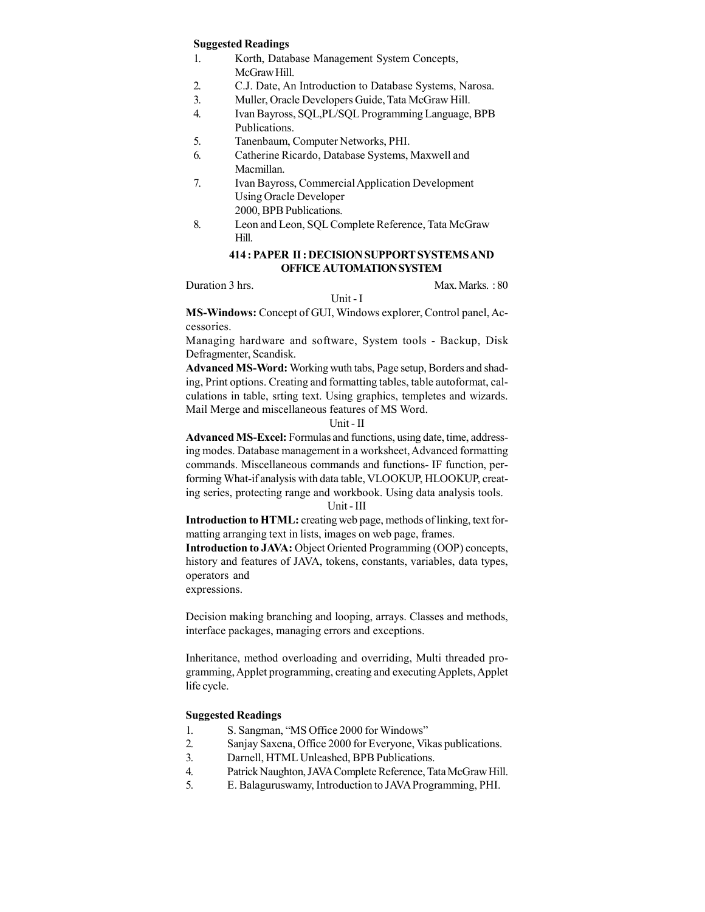**Suggested Readings**

1. Korth, Database Management System Concepts, McGraw Hill.
2. C.J. Date, An Introduction to Database Systems, Narosa.
3. Muller, Oracle Developers Guide, Tata McGraw Hill.
4. Ivan Bayross, SQL,PL/SQL Programming Language, BPB Publications.
5. Tanenbaum, Computer Networks, PHI.
6. Catherine Ricardo, Database Systems, Maxwell and Macmillan.
7. Ivan Bayross, Commercial Application Development Using Oracle Developer 2000, BPB Publications.
8. Leon and Leon, SQL Complete Reference, Tata McGraw Hill.

## 414 : PAPER II : DECISION SUPPORT SYSTEMS AND OFFICE AUTOMATION SYSTEM

Duration 3 hrs. Max. Marks. : 80

Unit - I

**MS-Windows:** Concept of GUI, Windows explorer, Control panel, Accessories.

Managing hardware and software, System tools - Backup, Disk Defragmenter, Scandisk.

**Advanced MS-Word:** Working wuth tabs, Page setup, Borders and shading, Print options. Creating and formatting tables, table autoformat, calculations in table, srting text. Using graphics, templetes and wizards. Mail Merge and miscellaneous features of MS Word.

Unit - II

**Advanced MS-Excel:** Formulas and functions, using date, time, addressing modes. Database management in a worksheet, Advanced formatting commands. Miscellaneous commands and functions- IF function, performing What-if analysis with data table, VLOOKUP, HLOOKUP, creating series, protecting range and workbook. Using data analysis tools.

Unit - III

**Introduction to HTML:** creating web page, methods of linking, text formatting arranging text in lists, images on web page, frames.

**Introduction to JAVA:** Object Oriented Programming (OOP) concepts, history and features of JAVA, tokens, constants, variables, data types, operators and expressions.

Decision making branching and looping, arrays. Classes and methods, interface packages, managing errors and exceptions.

Inheritance, method overloading and overriding, Multi threaded programming, Applet programming, creating and executing Applets, Applet life cycle.

**Suggested Readings**

1. S. Sangman, "MS Office 2000 for Windows"
2. Sanjay Saxena, Office 2000 for Everyone, Vikas publications.
3. Darnell, HTML Unleashed, BPB Publications.
4. Patrick Naughton, JAVA Complete Reference, Tata McGraw Hill.
5. E. Balaguruswamy, Introduction to JAVA Programming, PHI.